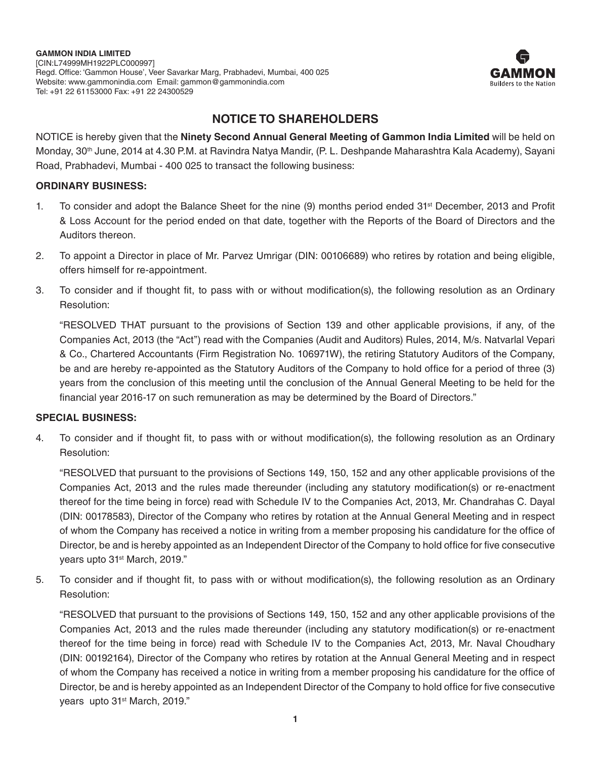**GAMMON INDIA LIMITED**
[CIN:L74999MH1922PLC000997]
Regd. Office: 'Gammon House', Veer Savarkar Marg, Prabhadevi, Mumbai, 400 025
Website: www.gammonindia.com Email: gammon@gammonindia.com
Tel: +91 22 61153000 Fax: +91 22 24300529

GAMMON
Builders to the Nation

# NOTICE TO SHAREHOLDERS

NOTICE is hereby given that the **Ninety Second Annual General Meeting of Gammon India Limited** will be held on Monday, 30th June, 2014 at 4.30 P.M. at Ravindra Natya Mandir, (P. L. Deshpande Maharashtra Kala Academy), Sayani Road, Prabhadevi, Mumbai - 400 025 to transact the following business:

## ORDINARY BUSINESS:

1. To consider and adopt the Balance Sheet for the nine (9) months period ended 31st December, 2013 and Profit & Loss Account for the period ended on that date, together with the Reports of the Board of Directors and the Auditors thereon.

2. To appoint a Director in place of Mr. Parvez Umrigar (DIN: 00106689) who retires by rotation and being eligible, offers himself for re-appointment.

3. To consider and if thought fit, to pass with or without modification(s), the following resolution as an Ordinary Resolution:

   "RESOLVED THAT pursuant to the provisions of Section 139 and other applicable provisions, if any, of the Companies Act, 2013 (the "Act") read with the Companies (Audit and Auditors) Rules, 2014, M/s. Natvarlal Vepari & Co., Chartered Accountants (Firm Registration No. 106971W), the retiring Statutory Auditors of the Company, be and are hereby re-appointed as the Statutory Auditors of the Company to hold office for a period of three (3) years from the conclusion of this meeting until the conclusion of the Annual General Meeting to be held for the financial year 2016-17 on such remuneration as may be determined by the Board of Directors."

## SPECIAL BUSINESS:

4. To consider and if thought fit, to pass with or without modification(s), the following resolution as an Ordinary Resolution:

   "RESOLVED that pursuant to the provisions of Sections 149, 150, 152 and any other applicable provisions of the Companies Act, 2013 and the rules made thereunder (including any statutory modification(s) or re-enactment thereof for the time being in force) read with Schedule IV to the Companies Act, 2013, Mr. Chandrahas C. Dayal (DIN: 00178583), Director of the Company who retires by rotation at the Annual General Meeting and in respect of whom the Company has received a notice in writing from a member proposing his candidature for the office of Director, be and is hereby appointed as an Independent Director of the Company to hold office for five consecutive years upto 31st March, 2019."

5. To consider and if thought fit, to pass with or without modification(s), the following resolution as an Ordinary Resolution:

   "RESOLVED that pursuant to the provisions of Sections 149, 150, 152 and any other applicable provisions of the Companies Act, 2013 and the rules made thereunder (including any statutory modification(s) or re-enactment thereof for the time being in force) read with Schedule IV to the Companies Act, 2013, Mr. Naval Choudhary (DIN: 00192164), Director of the Company who retires by rotation at the Annual General Meeting and in respect of whom the Company has received a notice in writing from a member proposing his candidature for the office of Director, be and is hereby appointed as an Independent Director of the Company to hold office for five consecutive years upto 31st March, 2019."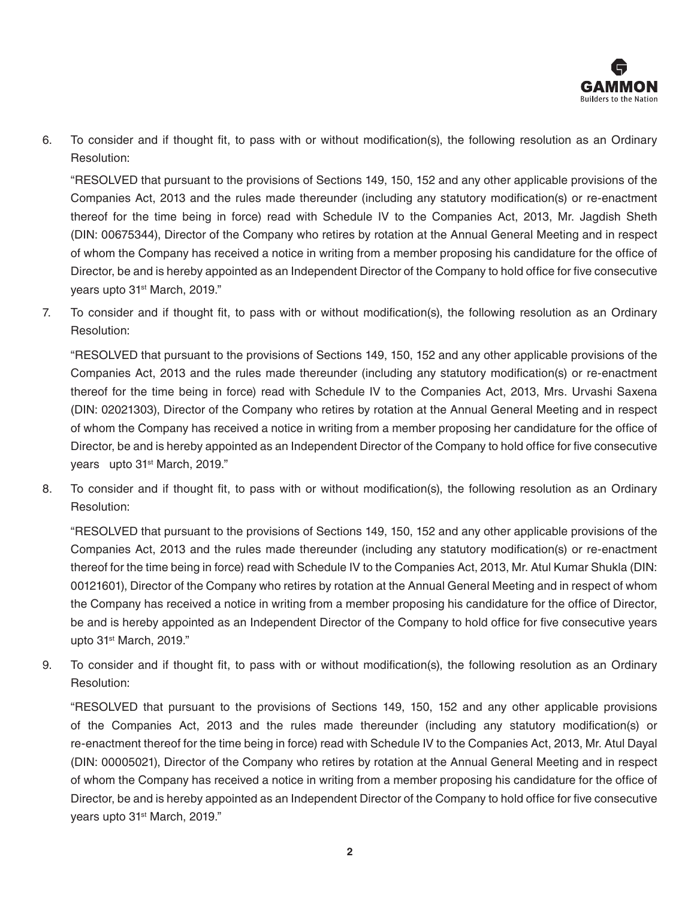6. To consider and if thought fit, to pass with or without modification(s), the following resolution as an Ordinary Resolution:

   "RESOLVED that pursuant to the provisions of Sections 149, 150, 152 and any other applicable provisions of the Companies Act, 2013 and the rules made thereunder (including any statutory modification(s) or re-enactment thereof for the time being in force) read with Schedule IV to the Companies Act, 2013, Mr. Jagdish Sheth (DIN: 00675344), Director of the Company who retires by rotation at the Annual General Meeting and in respect of whom the Company has received a notice in writing from a member proposing his candidature for the office of Director, be and is hereby appointed as an Independent Director of the Company to hold office for five consecutive years upto 31st March, 2019."

7. To consider and if thought fit, to pass with or without modification(s), the following resolution as an Ordinary Resolution:

   "RESOLVED that pursuant to the provisions of Sections 149, 150, 152 and any other applicable provisions of the Companies Act, 2013 and the rules made thereunder (including any statutory modification(s) or re-enactment thereof for the time being in force) read with Schedule IV to the Companies Act, 2013, Mrs. Urvashi Saxena (DIN: 02021303), Director of the Company who retires by rotation at the Annual General Meeting and in respect of whom the Company has received a notice in writing from a member proposing her candidature for the office of Director, be and is hereby appointed as an Independent Director of the Company to hold office for five consecutive years upto 31st March, 2019."

8. To consider and if thought fit, to pass with or without modification(s), the following resolution as an Ordinary Resolution:

   "RESOLVED that pursuant to the provisions of Sections 149, 150, 152 and any other applicable provisions of the Companies Act, 2013 and the rules made thereunder (including any statutory modification(s) or re-enactment thereof for the time being in force) read with Schedule IV to the Companies Act, 2013, Mr. Atul Kumar Shukla (DIN: 00121601), Director of the Company who retires by rotation at the Annual General Meeting and in respect of whom the Company has received a notice in writing from a member proposing his candidature for the office of Director, be and is hereby appointed as an Independent Director of the Company to hold office for five consecutive years upto 31st March, 2019."

9. To consider and if thought fit, to pass with or without modification(s), the following resolution as an Ordinary Resolution:

   "RESOLVED that pursuant to the provisions of Sections 149, 150, 152 and any other applicable provisions of the Companies Act, 2013 and the rules made thereunder (including any statutory modification(s) or re-enactment thereof for the time being in force) read with Schedule IV to the Companies Act, 2013, Mr. Atul Dayal (DIN: 00005021), Director of the Company who retires by rotation at the Annual General Meeting and in respect of whom the Company has received a notice in writing from a member proposing his candidature for the office of Director, be and is hereby appointed as an Independent Director of the Company to hold office for five consecutive years upto 31st March, 2019."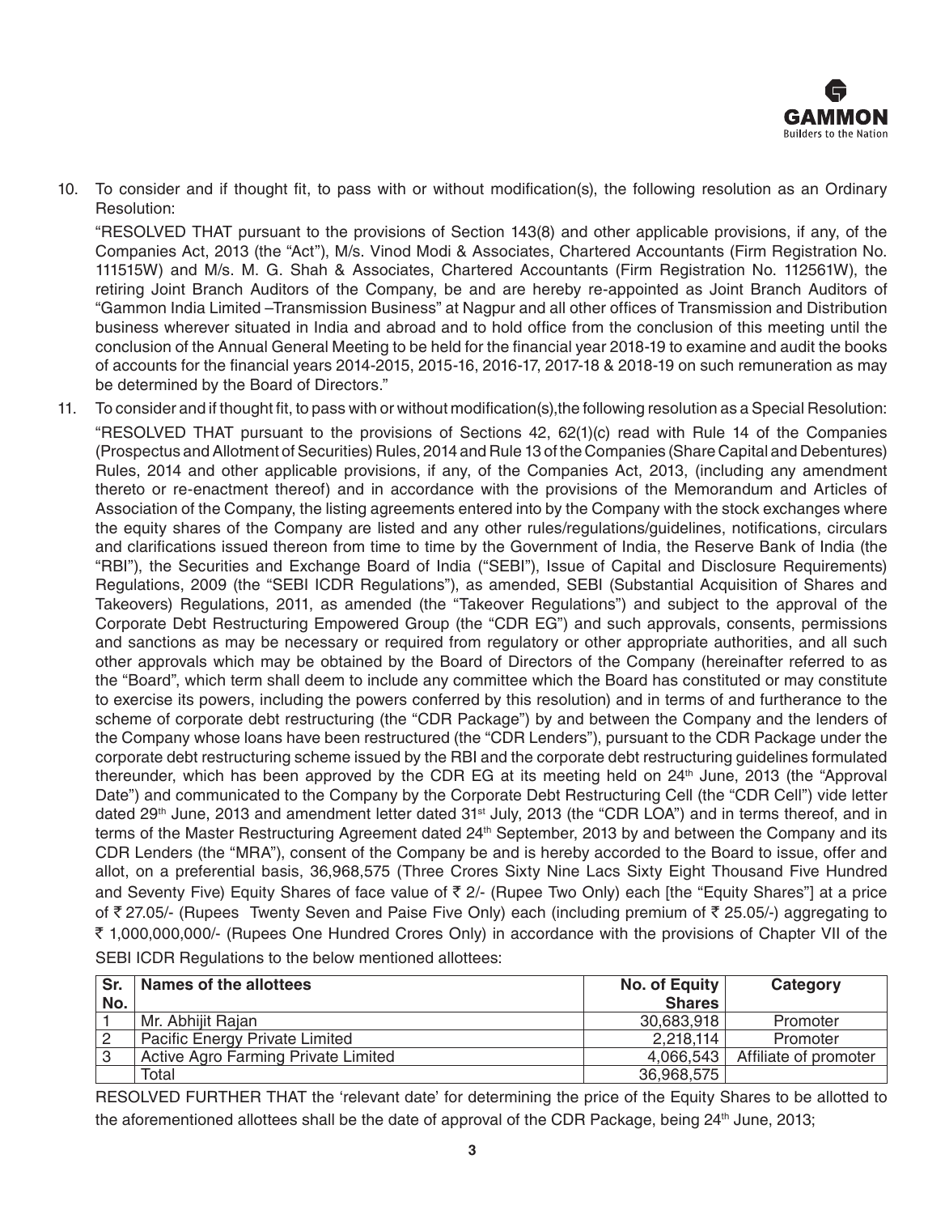10. To consider and if thought fit, to pass with or without modification(s), the following resolution as an Ordinary Resolution:

    "RESOLVED THAT pursuant to the provisions of Section 143(8) and other applicable provisions, if any, of the Companies Act, 2013 (the "Act"), M/s. Vinod Modi & Associates, Chartered Accountants (Firm Registration No. 111515W) and M/s. M. G. Shah & Associates, Chartered Accountants (Firm Registration No. 112561W), the retiring Joint Branch Auditors of the Company, be and are hereby re-appointed as Joint Branch Auditors of "Gammon India Limited –Transmission Business" at Nagpur and all other offices of Transmission and Distribution business wherever situated in India and abroad and to hold office from the conclusion of this meeting until the conclusion of the Annual General Meeting to be held for the financial year 2018-19 to examine and audit the books of accounts for the financial years 2014-2015, 2015-16, 2016-17, 2017-18 & 2018-19 on such remuneration as may be determined by the Board of Directors."

11. To consider and if thought fit, to pass with or without modification(s),the following resolution as a Special Resolution:

    "RESOLVED THAT pursuant to the provisions of Sections 42, 62(1)(c) read with Rule 14 of the Companies (Prospectus and Allotment of Securities) Rules, 2014 and Rule 13 of the Companies (Share Capital and Debentures) Rules, 2014 and other applicable provisions, if any, of the Companies Act, 2013, (including any amendment thereto or re-enactment thereof) and in accordance with the provisions of the Memorandum and Articles of Association of the Company, the listing agreements entered into by the Company with the stock exchanges where the equity shares of the Company are listed and any other rules/regulations/guidelines, notifications, circulars and clarifications issued thereon from time to time by the Government of India, the Reserve Bank of India (the "RBI"), the Securities and Exchange Board of India ("SEBI"), Issue of Capital and Disclosure Requirements) Regulations, 2009 (the "SEBI ICDR Regulations"), as amended, SEBI (Substantial Acquisition of Shares and Takeovers) Regulations, 2011, as amended (the "Takeover Regulations") and subject to the approval of the Corporate Debt Restructuring Empowered Group (the "CDR EG") and such approvals, consents, permissions and sanctions as may be necessary or required from regulatory or other appropriate authorities, and all such other approvals which may be obtained by the Board of Directors of the Company (hereinafter referred to as the "Board", which term shall deem to include any committee which the Board has constituted or may constitute to exercise its powers, including the powers conferred by this resolution) and in terms of and furtherance to the scheme of corporate debt restructuring (the "CDR Package") by and between the Company and the lenders of the Company whose loans have been restructured (the "CDR Lenders"), pursuant to the CDR Package under the corporate debt restructuring scheme issued by the RBI and the corporate debt restructuring guidelines formulated thereunder, which has been approved by the CDR EG at its meeting held on 24th June, 2013 (the "Approval Date") and communicated to the Company by the Corporate Debt Restructuring Cell (the "CDR Cell") vide letter dated 29th June, 2013 and amendment letter dated 31st July, 2013 (the "CDR LOA") and in terms thereof, and in terms of the Master Restructuring Agreement dated 24th September, 2013 by and between the Company and its CDR Lenders (the "MRA"), consent of the Company be and is hereby accorded to the Board to issue, offer and allot, on a preferential basis, 36,968,575 (Three Crores Sixty Nine Lacs Sixty Eight Thousand Five Hundred and Seventy Five) Equity Shares of face value of ₹ 2/- (Rupee Two Only) each [the "Equity Shares"] at a price of ₹ 27.05/- (Rupees Twenty Seven and Paise Five Only) each (including premium of ₹ 25.05/-) aggregating to ₹ 1,000,000,000/- (Rupees One Hundred Crores Only) in accordance with the provisions of Chapter VII of the SEBI ICDR Regulations to the below mentioned allottees:

| Sr. No. | Names of the allottees | No. of Equity Shares | Category |
|---|---|---|---|
| 1 | Mr. Abhijit Rajan | 30,683,918 | Promoter |
| 2 | Pacific Energy Private Limited | 2,218,114 | Promoter |
| 3 | Active Agro Farming Private Limited | 4,066,543 | Affiliate of promoter |
| | Total | 36,968,575 | |

RESOLVED FURTHER THAT the 'relevant date' for determining the price of the Equity Shares to be allotted to the aforementioned allottees shall be the date of approval of the CDR Package, being 24th June, 2013;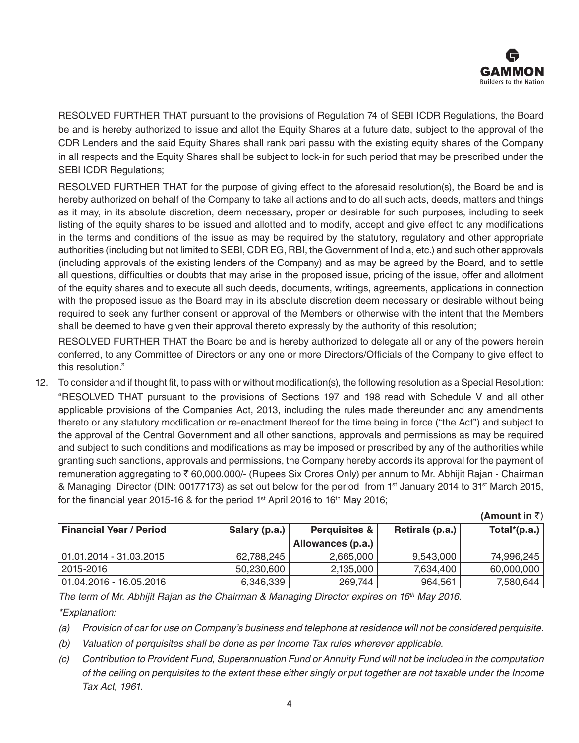RESOLVED FURTHER THAT pursuant to the provisions of Regulation 74 of SEBI ICDR Regulations, the Board be and is hereby authorized to issue and allot the Equity Shares at a future date, subject to the approval of the CDR Lenders and the said Equity Shares shall rank pari passu with the existing equity shares of the Company in all respects and the Equity Shares shall be subject to lock-in for such period that may be prescribed under the SEBI ICDR Regulations;

RESOLVED FURTHER THAT for the purpose of giving effect to the aforesaid resolution(s), the Board be and is hereby authorized on behalf of the Company to take all actions and to do all such acts, deeds, matters and things as it may, in its absolute discretion, deem necessary, proper or desirable for such purposes, including to seek listing of the equity shares to be issued and allotted and to modify, accept and give effect to any modifications in the terms and conditions of the issue as may be required by the statutory, regulatory and other appropriate authorities (including but not limited to SEBI, CDR EG, RBI, the Government of India, etc.) and such other approvals (including approvals of the existing lenders of the Company) and as may be agreed by the Board, and to settle all questions, difficulties or doubts that may arise in the proposed issue, pricing of the issue, offer and allotment of the equity shares and to execute all such deeds, documents, writings, agreements, applications in connection with the proposed issue as the Board may in its absolute discretion deem necessary or desirable without being required to seek any further consent or approval of the Members or otherwise with the intent that the Members shall be deemed to have given their approval thereto expressly by the authority of this resolution;

RESOLVED FURTHER THAT the Board be and is hereby authorized to delegate all or any of the powers herein conferred, to any Committee of Directors or any one or more Directors/Officials of the Company to give effect to this resolution."

12. To consider and if thought fit, to pass with or without modification(s), the following resolution as a Special Resolution:

"RESOLVED THAT pursuant to the provisions of Sections 197 and 198 read with Schedule V and all other applicable provisions of the Companies Act, 2013, including the rules made thereunder and any amendments thereto or any statutory modification or re-enactment thereof for the time being in force ("the Act") and subject to the approval of the Central Government and all other sanctions, approvals and permissions as may be required and subject to such conditions and modifications as may be imposed or prescribed by any of the authorities while granting such sanctions, approvals and permissions, the Company hereby accords its approval for the payment of remuneration aggregating to ₹ 60,000,000/- (Rupees Six Crores Only) per annum to Mr. Abhijit Rajan - Chairman & Managing Director (DIN: 00177173) as set out below for the period from 1st January 2014 to 31st March 2015, for the financial year 2015-16 & for the period 1st April 2016 to 16th May 2016;

**(Amount in ₹)**

| Financial Year / Period | Salary (p.a.) | Perquisites & Allowances (p.a.) | Retirals (p.a.) | Total*(p.a.) |
|---|---|---|---|---|
| 01.01.2014 - 31.03.2015 | 62,788,245 | 2,665,000 | 9,543,000 | 74,996,245 |
| 2015-2016 | 50,230,600 | 2,135,000 | 7,634,400 | 60,000,000 |
| 01.04.2016 - 16.05.2016 | 6,346,339 | 269,744 | 964,561 | 7,580,644 |

*The term of Mr. Abhijit Rajan as the Chairman & Managing Director expires on 16th May 2016.*

*\*Explanation:*

*(a) Provision of car for use on Company's business and telephone at residence will not be considered perquisite.*

*(b) Valuation of perquisites shall be done as per Income Tax rules wherever applicable.*

*(c) Contribution to Provident Fund, Superannuation Fund or Annuity Fund will not be included in the computation of the ceiling on perquisites to the extent these either singly or put together are not taxable under the Income Tax Act, 1961.*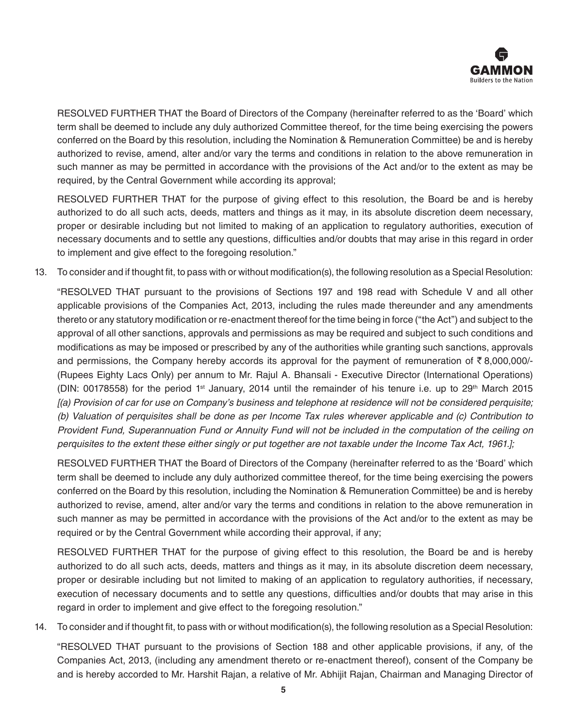RESOLVED FURTHER THAT the Board of Directors of the Company (hereinafter referred to as the 'Board' which term shall be deemed to include any duly authorized Committee thereof, for the time being exercising the powers conferred on the Board by this resolution, including the Nomination & Remuneration Committee) be and is hereby authorized to revise, amend, alter and/or vary the terms and conditions in relation to the above remuneration in such manner as may be permitted in accordance with the provisions of the Act and/or to the extent as may be required, by the Central Government while according its approval;

RESOLVED FURTHER THAT for the purpose of giving effect to this resolution, the Board be and is hereby authorized to do all such acts, deeds, matters and things as it may, in its absolute discretion deem necessary, proper or desirable including but not limited to making of an application to regulatory authorities, execution of necessary documents and to settle any questions, difficulties and/or doubts that may arise in this regard in order to implement and give effect to the foregoing resolution."

13. To consider and if thought fit, to pass with or without modification(s), the following resolution as a Special Resolution:

"RESOLVED THAT pursuant to the provisions of Sections 197 and 198 read with Schedule V and all other applicable provisions of the Companies Act, 2013, including the rules made thereunder and any amendments thereto or any statutory modification or re-enactment thereof for the time being in force ("the Act") and subject to the approval of all other sanctions, approvals and permissions as may be required and subject to such conditions and modifications as may be imposed or prescribed by any of the authorities while granting such sanctions, approvals and permissions, the Company hereby accords its approval for the payment of remuneration of ₹ 8,000,000/- (Rupees Eighty Lacs Only) per annum to Mr. Rajul A. Bhansali - Executive Director (International Operations) (DIN: 00178558) for the period 1st January, 2014 until the remainder of his tenure i.e. up to 29th March 2015 *[(a) Provision of car for use on Company's business and telephone at residence will not be considered perquisite; (b) Valuation of perquisites shall be done as per Income Tax rules wherever applicable and (c) Contribution to Provident Fund, Superannuation Fund or Annuity Fund will not be included in the computation of the ceiling on perquisites to the extent these either singly or put together are not taxable under the Income Tax Act, 1961.];*

RESOLVED FURTHER THAT the Board of Directors of the Company (hereinafter referred to as the 'Board' which term shall be deemed to include any duly authorized committee thereof, for the time being exercising the powers conferred on the Board by this resolution, including the Nomination & Remuneration Committee) be and is hereby authorized to revise, amend, alter and/or vary the terms and conditions in relation to the above remuneration in such manner as may be permitted in accordance with the provisions of the Act and/or to the extent as may be required or by the Central Government while according their approval, if any;

RESOLVED FURTHER THAT for the purpose of giving effect to this resolution, the Board be and is hereby authorized to do all such acts, deeds, matters and things as it may, in its absolute discretion deem necessary, proper or desirable including but not limited to making of an application to regulatory authorities, if necessary, execution of necessary documents and to settle any questions, difficulties and/or doubts that may arise in this regard in order to implement and give effect to the foregoing resolution."

14. To consider and if thought fit, to pass with or without modification(s), the following resolution as a Special Resolution:

"RESOLVED THAT pursuant to the provisions of Section 188 and other applicable provisions, if any, of the Companies Act, 2013, (including any amendment thereto or re-enactment thereof), consent of the Company be and is hereby accorded to Mr. Harshit Rajan, a relative of Mr. Abhijit Rajan, Chairman and Managing Director of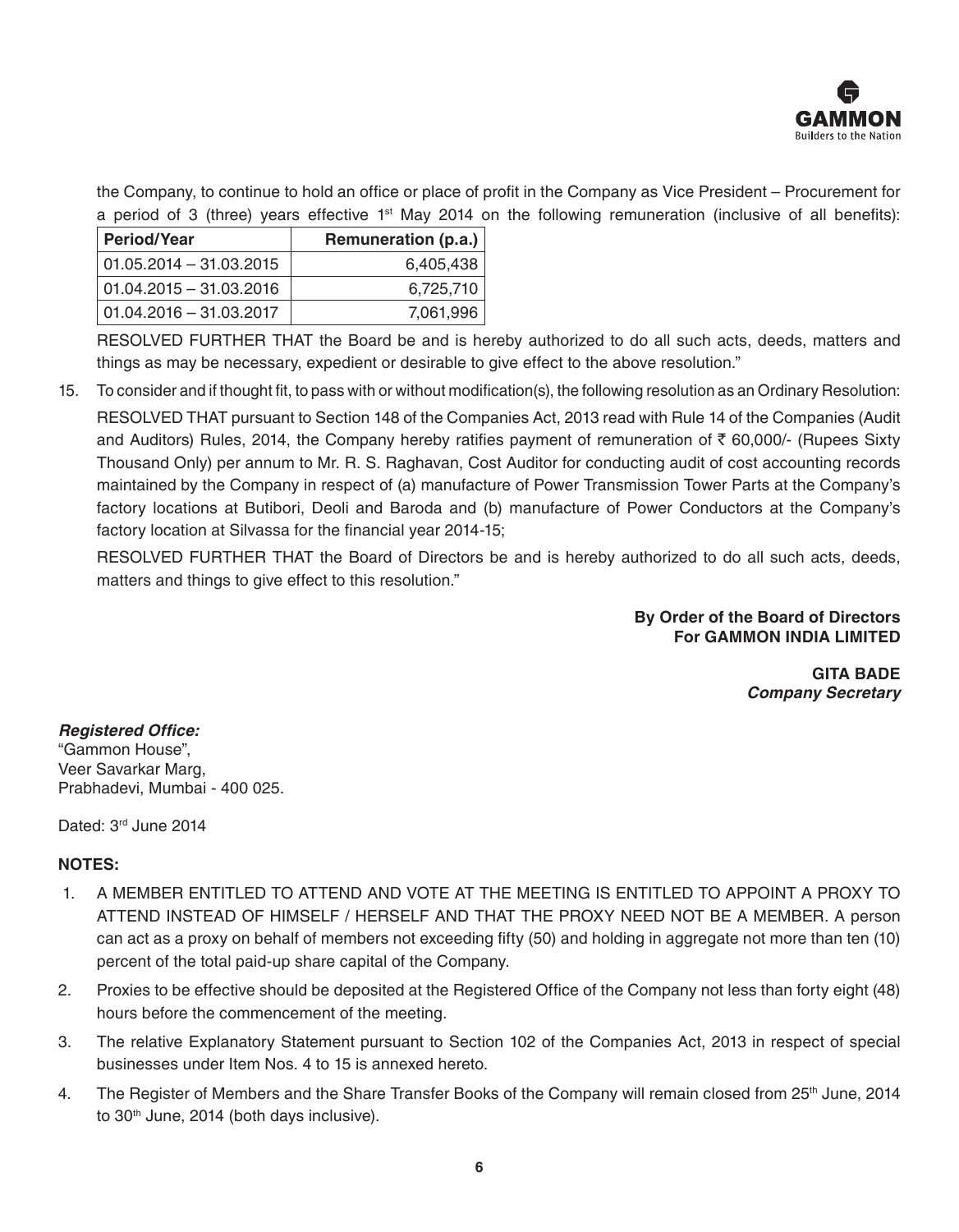the Company, to continue to hold an office or place of profit in the Company as Vice President – Procurement for a period of 3 (three) years effective 1st May 2014 on the following remuneration (inclusive of all benefits):

| Period/Year | Remuneration (p.a.) |
|---|---:|
| 01.05.2014 – 31.03.2015 | 6,405,438 |
| 01.04.2015 – 31.03.2016 | 6,725,710 |
| 01.04.2016 – 31.03.2017 | 7,061,996 |

RESOLVED FURTHER THAT the Board be and is hereby authorized to do all such acts, deeds, matters and things as may be necessary, expedient or desirable to give effect to the above resolution."

15. To consider and if thought fit, to pass with or without modification(s), the following resolution as an Ordinary Resolution:

    RESOLVED THAT pursuant to Section 148 of the Companies Act, 2013 read with Rule 14 of the Companies (Audit and Auditors) Rules, 2014, the Company hereby ratifies payment of remuneration of ₹ 60,000/- (Rupees Sixty Thousand Only) per annum to Mr. R. S. Raghavan, Cost Auditor for conducting audit of cost accounting records maintained by the Company in respect of (a) manufacture of Power Transmission Tower Parts at the Company's factory locations at Butibori, Deoli and Baroda and (b) manufacture of Power Conductors at the Company's factory location at Silvassa for the financial year 2014-15;

    RESOLVED FURTHER THAT the Board of Directors be and is hereby authorized to do all such acts, deeds, matters and things to give effect to this resolution."

**By Order of the Board of Directors**
**For GAMMON INDIA LIMITED**

**GITA BADE**
***Company Secretary***

***Registered Office:***
"Gammon House",
Veer Savarkar Marg,
Prabhadevi, Mumbai - 400 025.

Dated: 3rd June 2014

**NOTES:**

1. A MEMBER ENTITLED TO ATTEND AND VOTE AT THE MEETING IS ENTITLED TO APPOINT A PROXY TO ATTEND INSTEAD OF HIMSELF / HERSELF AND THAT THE PROXY NEED NOT BE A MEMBER. A person can act as a proxy on behalf of members not exceeding fifty (50) and holding in aggregate not more than ten (10) percent of the total paid-up share capital of the Company.
2. Proxies to be effective should be deposited at the Registered Office of the Company not less than forty eight (48) hours before the commencement of the meeting.
3. The relative Explanatory Statement pursuant to Section 102 of the Companies Act, 2013 in respect of special businesses under Item Nos. 4 to 15 is annexed hereto.
4. The Register of Members and the Share Transfer Books of the Company will remain closed from 25th June, 2014 to 30th June, 2014 (both days inclusive).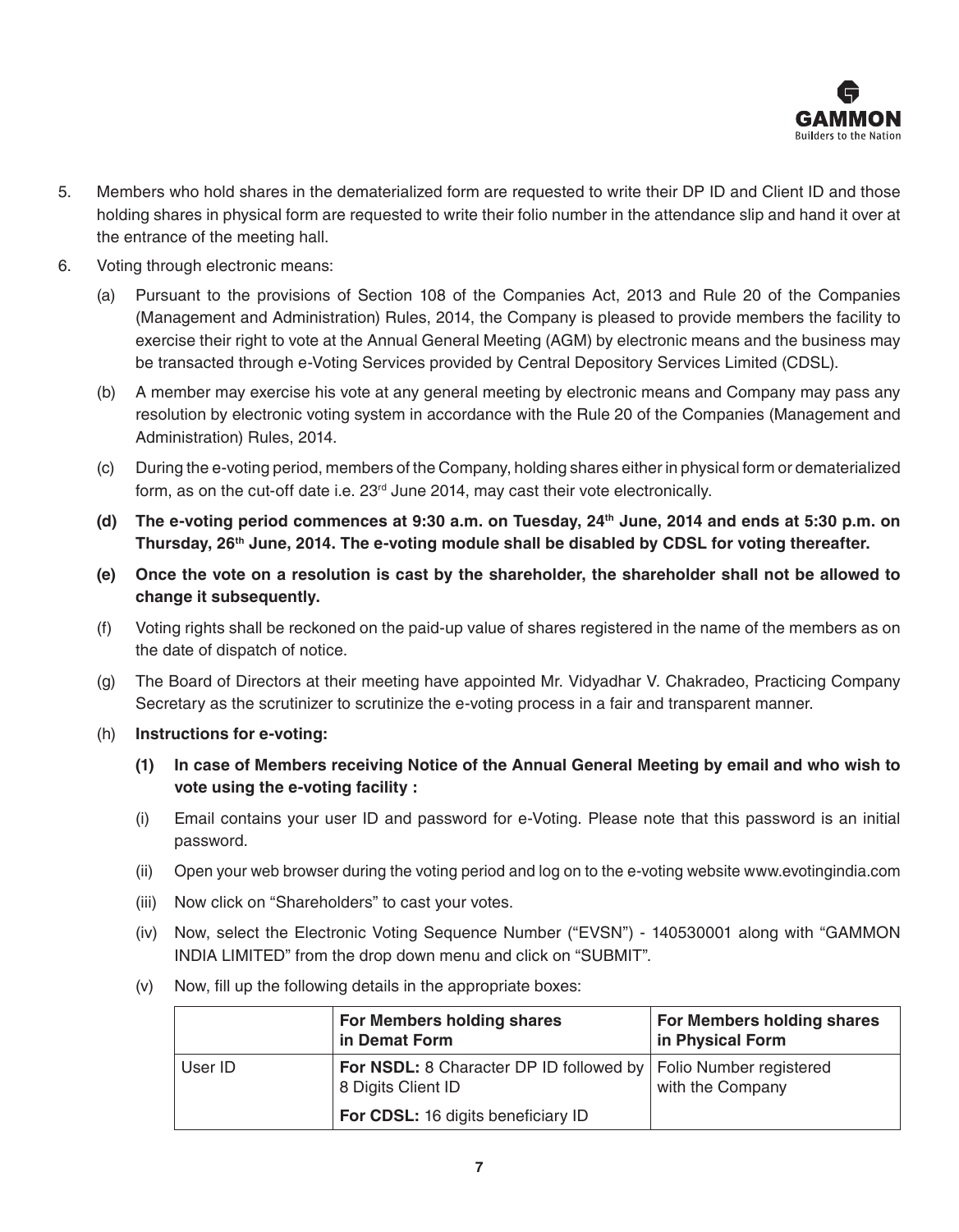5. Members who hold shares in the dematerialized form are requested to write their DP ID and Client ID and those holding shares in physical form are requested to write their folio number in the attendance slip and hand it over at the entrance of the meeting hall.

6. Voting through electronic means:

   (a) Pursuant to the provisions of Section 108 of the Companies Act, 2013 and Rule 20 of the Companies (Management and Administration) Rules, 2014, the Company is pleased to provide members the facility to exercise their right to vote at the Annual General Meeting (AGM) by electronic means and the business may be transacted through e-Voting Services provided by Central Depository Services Limited (CDSL).

   (b) A member may exercise his vote at any general meeting by electronic means and Company may pass any resolution by electronic voting system in accordance with the Rule 20 of the Companies (Management and Administration) Rules, 2014.

   (c) During the e-voting period, members of the Company, holding shares either in physical form or dematerialized form, as on the cut-off date i.e. 23rd June 2014, may cast their vote electronically.

   **(d) The e-voting period commences at 9:30 a.m. on Tuesday, 24th June, 2014 and ends at 5:30 p.m. on Thursday, 26th June, 2014. The e-voting module shall be disabled by CDSL for voting thereafter.**

   **(e) Once the vote on a resolution is cast by the shareholder, the shareholder shall not be allowed to change it subsequently.**

   (f) Voting rights shall be reckoned on the paid-up value of shares registered in the name of the members as on the date of dispatch of notice.

   (g) The Board of Directors at their meeting have appointed Mr. Vidyadhar V. Chakradeo, Practicing Company Secretary as the scrutinizer to scrutinize the e-voting process in a fair and transparent manner.

   (h) **Instructions for e-voting:**

   **(1) In case of Members receiving Notice of the Annual General Meeting by email and who wish to vote using the e-voting facility :**

   (i) Email contains your user ID and password for e-Voting. Please note that this password is an initial password.

   (ii) Open your web browser during the voting period and log on to the e-voting website www.evotingindia.com

   (iii) Now click on "Shareholders" to cast your votes.

   (iv) Now, select the Electronic Voting Sequence Number ("EVSN") - 140530001 along with "GAMMON INDIA LIMITED" from the drop down menu and click on "SUBMIT".

   (v) Now, fill up the following details in the appropriate boxes:

| | For Members holding shares in Demat Form | For Members holding shares in Physical Form |
|---|---|---|
| User ID | **For NSDL:** 8 Character DP ID followed by 8 Digits Client ID<br>**For CDSL:** 16 digits beneficiary ID | Folio Number registered with the Company |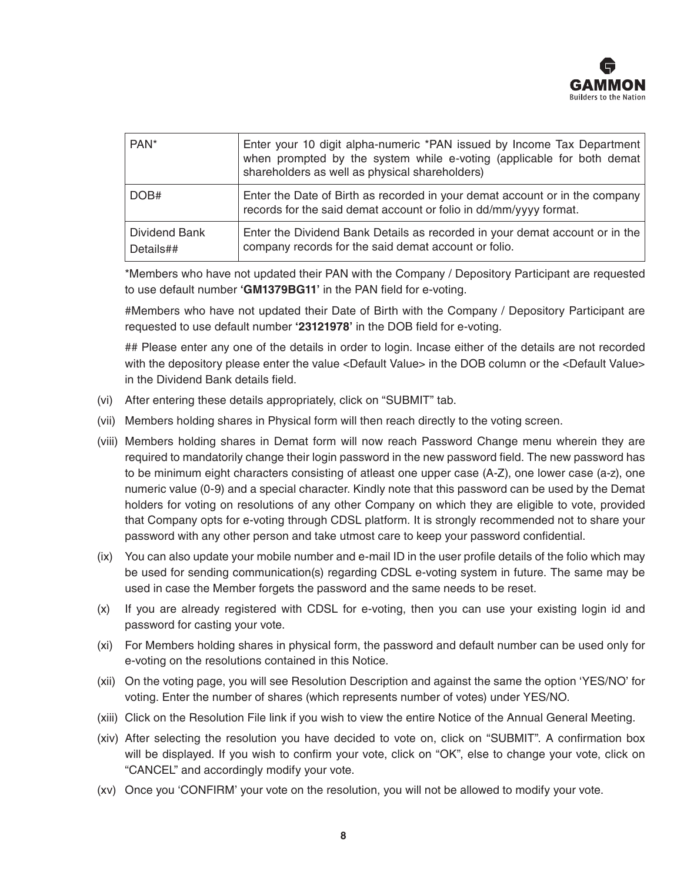| PAN* | Enter your 10 digit alpha-numeric *PAN issued by Income Tax Department when prompted by the system while e-voting (applicable for both demat shareholders as well as physical shareholders) |
|---|---|
| DOB# | Enter the Date of Birth as recorded in your demat account or in the company records for the said demat account or folio in dd/mm/yyyy format. |
| Dividend Bank Details## | Enter the Dividend Bank Details as recorded in your demat account or in the company records for the said demat account or folio. |

*Members who have not updated their PAN with the Company / Depository Participant are requested to use default number **'GM1379BG11'** in the PAN field for e-voting.

#Members who have not updated their Date of Birth with the Company / Depository Participant are requested to use default number **'23121978'** in the DOB field for e-voting.

## Please enter any one of the details in order to login. Incase either of the details are not recorded with the depository please enter the value <Default Value> in the DOB column or the <Default Value> in the Dividend Bank details field.

(vi) After entering these details appropriately, click on "SUBMIT" tab.

(vii) Members holding shares in Physical form will then reach directly to the voting screen.

(viii) Members holding shares in Demat form will now reach Password Change menu wherein they are required to mandatorily change their login password in the new password field. The new password has to be minimum eight characters consisting of atleast one upper case (A-Z), one lower case (a-z), one numeric value (0-9) and a special character. Kindly note that this password can be used by the Demat holders for voting on resolutions of any other Company on which they are eligible to vote, provided that Company opts for e-voting through CDSL platform. It is strongly recommended not to share your password with any other person and take utmost care to keep your password confidential.

(ix) You can also update your mobile number and e-mail ID in the user profile details of the folio which may be used for sending communication(s) regarding CDSL e-voting system in future. The same may be used in case the Member forgets the password and the same needs to be reset.

(x) If you are already registered with CDSL for e-voting, then you can use your existing login id and password for casting your vote.

(xi) For Members holding shares in physical form, the password and default number can be used only for e-voting on the resolutions contained in this Notice.

(xii) On the voting page, you will see Resolution Description and against the same the option 'YES/NO' for voting. Enter the number of shares (which represents number of votes) under YES/NO.

(xiii) Click on the Resolution File link if you wish to view the entire Notice of the Annual General Meeting.

(xiv) After selecting the resolution you have decided to vote on, click on "SUBMIT". A confirmation box will be displayed. If you wish to confirm your vote, click on "OK", else to change your vote, click on "CANCEL" and accordingly modify your vote.

(xv) Once you 'CONFIRM' your vote on the resolution, you will not be allowed to modify your vote.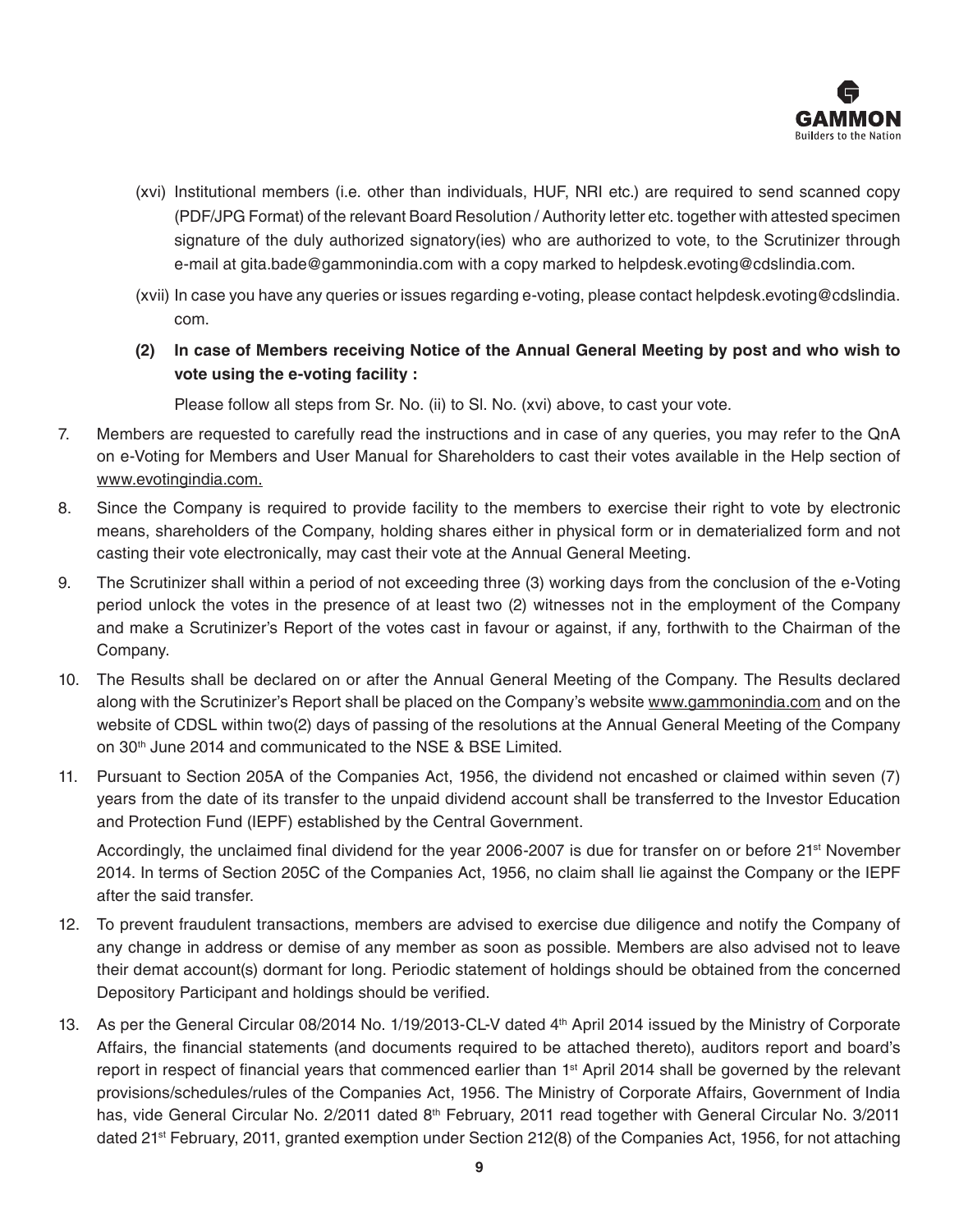(xvi) Institutional members (i.e. other than individuals, HUF, NRI etc.) are required to send scanned copy (PDF/JPG Format) of the relevant Board Resolution / Authority letter etc. together with attested specimen signature of the duly authorized signatory(ies) who are authorized to vote, to the Scrutinizer through e-mail at gita.bade@gammonindia.com with a copy marked to helpdesk.evoting@cdslindia.com.

(xvii) In case you have any queries or issues regarding e-voting, please contact helpdesk.evoting@cdslindia.com.

**(2) In case of Members receiving Notice of the Annual General Meeting by post and who wish to vote using the e-voting facility :**

Please follow all steps from Sr. No. (ii) to Sl. No. (xvi) above, to cast your vote.

7. Members are requested to carefully read the instructions and in case of any queries, you may refer to the QnA on e-Voting for Members and User Manual for Shareholders to cast their votes available in the Help section of www.evotingindia.com.

8. Since the Company is required to provide facility to the members to exercise their right to vote by electronic means, shareholders of the Company, holding shares either in physical form or in dematerialized form and not casting their vote electronically, may cast their vote at the Annual General Meeting.

9. The Scrutinizer shall within a period of not exceeding three (3) working days from the conclusion of the e-Voting period unlock the votes in the presence of at least two (2) witnesses not in the employment of the Company and make a Scrutinizer's Report of the votes cast in favour or against, if any, forthwith to the Chairman of the Company.

10. The Results shall be declared on or after the Annual General Meeting of the Company. The Results declared along with the Scrutinizer's Report shall be placed on the Company's website www.gammonindia.com and on the website of CDSL within two(2) days of passing of the resolutions at the Annual General Meeting of the Company on 30th June 2014 and communicated to the NSE & BSE Limited.

11. Pursuant to Section 205A of the Companies Act, 1956, the dividend not encashed or claimed within seven (7) years from the date of its transfer to the unpaid dividend account shall be transferred to the Investor Education and Protection Fund (IEPF) established by the Central Government.

    Accordingly, the unclaimed final dividend for the year 2006-2007 is due for transfer on or before 21st November 2014. In terms of Section 205C of the Companies Act, 1956, no claim shall lie against the Company or the IEPF after the said transfer.

12. To prevent fraudulent transactions, members are advised to exercise due diligence and notify the Company of any change in address or demise of any member as soon as possible. Members are also advised not to leave their demat account(s) dormant for long. Periodic statement of holdings should be obtained from the concerned Depository Participant and holdings should be verified.

13. As per the General Circular 08/2014 No. 1/19/2013-CL-V dated 4th April 2014 issued by the Ministry of Corporate Affairs, the financial statements (and documents required to be attached thereto), auditors report and board's report in respect of financial years that commenced earlier than 1st April 2014 shall be governed by the relevant provisions/schedules/rules of the Companies Act, 1956. The Ministry of Corporate Affairs, Government of India has, vide General Circular No. 2/2011 dated 8th February, 2011 read together with General Circular No. 3/2011 dated 21st February, 2011, granted exemption under Section 212(8) of the Companies Act, 1956, for not attaching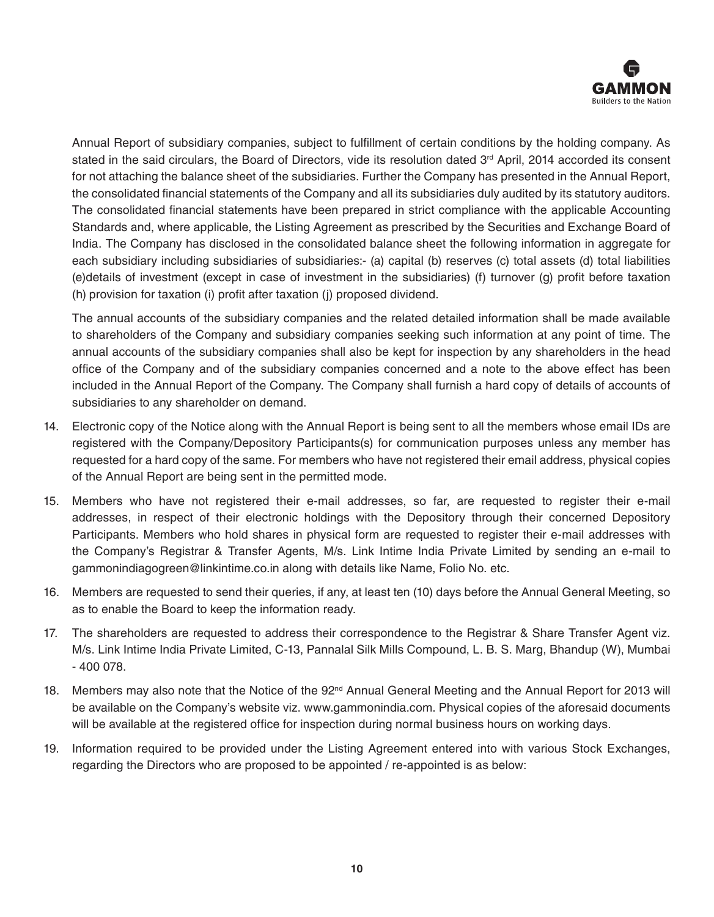Annual Report of subsidiary companies, subject to fulfillment of certain conditions by the holding company. As stated in the said circulars, the Board of Directors, vide its resolution dated 3rd April, 2014 accorded its consent for not attaching the balance sheet of the subsidiaries. Further the Company has presented in the Annual Report, the consolidated financial statements of the Company and all its subsidiaries duly audited by its statutory auditors. The consolidated financial statements have been prepared in strict compliance with the applicable Accounting Standards and, where applicable, the Listing Agreement as prescribed by the Securities and Exchange Board of India. The Company has disclosed in the consolidated balance sheet the following information in aggregate for each subsidiary including subsidiaries of subsidiaries:- (a) capital (b) reserves (c) total assets (d) total liabilities (e)details of investment (except in case of investment in the subsidiaries) (f) turnover (g) profit before taxation (h) provision for taxation (i) profit after taxation (j) proposed dividend.

The annual accounts of the subsidiary companies and the related detailed information shall be made available to shareholders of the Company and subsidiary companies seeking such information at any point of time. The annual accounts of the subsidiary companies shall also be kept for inspection by any shareholders in the head office of the Company and of the subsidiary companies concerned and a note to the above effect has been included in the Annual Report of the Company. The Company shall furnish a hard copy of details of accounts of subsidiaries to any shareholder on demand.

14. Electronic copy of the Notice along with the Annual Report is being sent to all the members whose email IDs are registered with the Company/Depository Participants(s) for communication purposes unless any member has requested for a hard copy of the same. For members who have not registered their email address, physical copies of the Annual Report are being sent in the permitted mode.

15. Members who have not registered their e-mail addresses, so far, are requested to register their e-mail addresses, in respect of their electronic holdings with the Depository through their concerned Depository Participants. Members who hold shares in physical form are requested to register their e-mail addresses with the Company's Registrar & Transfer Agents, M/s. Link Intime India Private Limited by sending an e-mail to gammonindiagogreen@linkintime.co.in along with details like Name, Folio No. etc.

16. Members are requested to send their queries, if any, at least ten (10) days before the Annual General Meeting, so as to enable the Board to keep the information ready.

17. The shareholders are requested to address their correspondence to the Registrar & Share Transfer Agent viz. M/s. Link Intime India Private Limited, C-13, Pannalal Silk Mills Compound, L. B. S. Marg, Bhandup (W), Mumbai - 400 078.

18. Members may also note that the Notice of the 92nd Annual General Meeting and the Annual Report for 2013 will be available on the Company's website viz. www.gammonindia.com. Physical copies of the aforesaid documents will be available at the registered office for inspection during normal business hours on working days.

19. Information required to be provided under the Listing Agreement entered into with various Stock Exchanges, regarding the Directors who are proposed to be appointed / re-appointed is as below: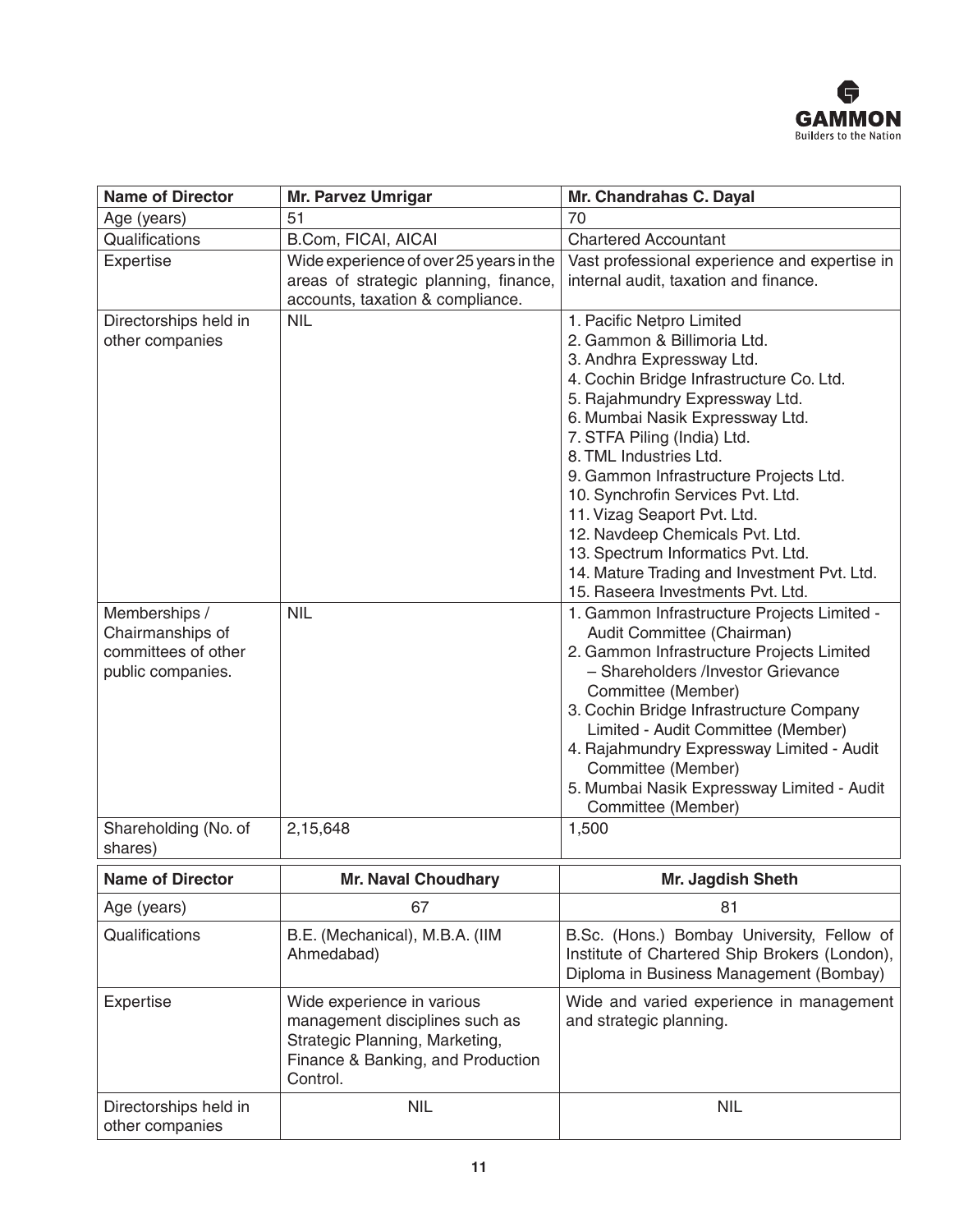| Name of Director | Mr. Parvez Umrigar | Mr. Chandrahas C. Dayal |
|---|---|---|
| Age (years) | 51 | 70 |
| Qualifications | B.Com, FICAI, AICAI | Chartered Accountant |
| Expertise | Wide experience of over 25 years in the areas of strategic planning, finance, accounts, taxation & compliance. | Vast professional experience and expertise in internal audit, taxation and finance. |
| Directorships held in other companies | NIL | 1. Pacific Netpro Limited<br>2. Gammon & Billimoria Ltd.<br>3. Andhra Expressway Ltd.<br>4. Cochin Bridge Infrastructure Co. Ltd.<br>5. Rajahmundry Expressway Ltd.<br>6. Mumbai Nasik Expressway Ltd.<br>7. STFA Piling (India) Ltd.<br>8. TML Industries Ltd.<br>9. Gammon Infrastructure Projects Ltd.<br>10. Synchrofin Services Pvt. Ltd.<br>11. Vizag Seaport Pvt. Ltd.<br>12. Navdeep Chemicals Pvt. Ltd.<br>13. Spectrum Informatics Pvt. Ltd.<br>14. Mature Trading and Investment Pvt. Ltd.<br>15. Raseera Investments Pvt. Ltd. |
| Memberships / Chairmanships of committees of other public companies. | NIL | 1. Gammon Infrastructure Projects Limited - Audit Committee (Chairman)<br>2. Gammon Infrastructure Projects Limited – Shareholders /Investor Grievance Committee (Member)<br>3. Cochin Bridge Infrastructure Company Limited - Audit Committee (Member)<br>4. Rajahmundry Expressway Limited - Audit Committee (Member)<br>5. Mumbai Nasik Expressway Limited - Audit Committee (Member) |
| Shareholding (No. of shares) | 2,15,648 | 1,500 |

| Name of Director | Mr. Naval Choudhary | Mr. Jagdish Sheth |
|---|---|---|
| Age (years) | 67 | 81 |
| Qualifications | B.E. (Mechanical), M.B.A. (IIM Ahmedabad) | B.Sc. (Hons.) Bombay University, Fellow of Institute of Chartered Ship Brokers (London), Diploma in Business Management (Bombay) |
| Expertise | Wide experience in various management disciplines such as Strategic Planning, Marketing, Finance & Banking, and Production Control. | Wide and varied experience in management and strategic planning. |
| Directorships held in other companies | NIL | NIL |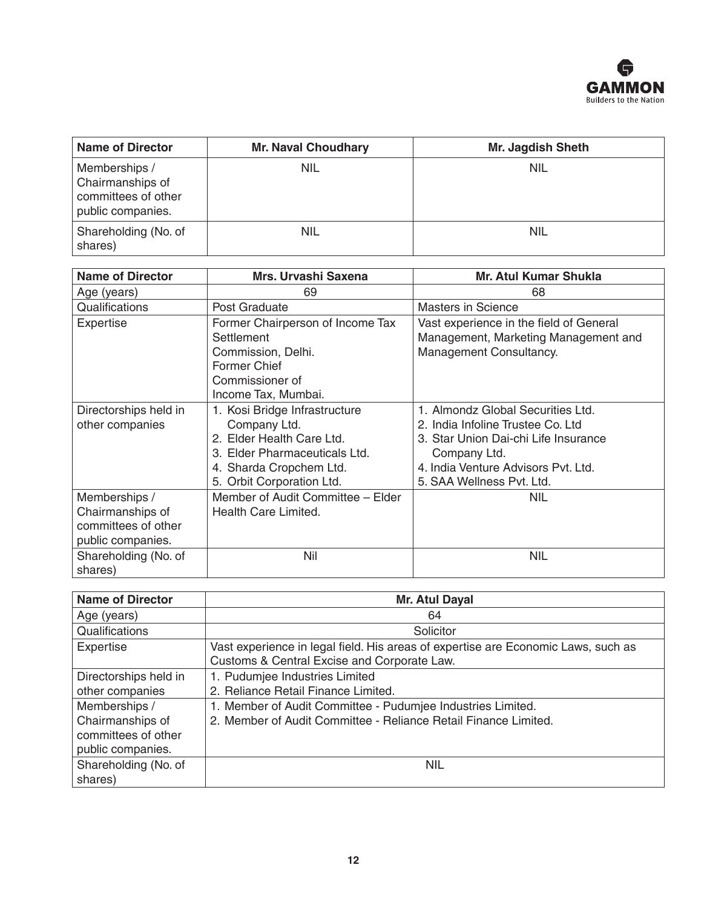| Name of Director | Mr. Naval Choudhary | Mr. Jagdish Sheth |
|---|---|---|
| Memberships / Chairmanships of committees of other public companies. | NIL | NIL |
| Shareholding (No. of shares) | NIL | NIL |

| Name of Director | Mrs. Urvashi Saxena | Mr. Atul Kumar Shukla |
|---|---|---|
| Age (years) | 69 | 68 |
| Qualifications | Post Graduate | Masters in Science |
| Expertise | Former Chairperson of Income Tax Settlement Commission, Delhi. Former Chief Commissioner of Income Tax, Mumbai. | Vast experience in the field of General Management, Marketing Management and Management Consultancy. |
| Directorships held in other companies | 1. Kosi Bridge Infrastructure Company Ltd.<br>2. Elder Health Care Ltd.<br>3. Elder Pharmaceuticals Ltd.<br>4. Sharda Cropchem Ltd.<br>5. Orbit Corporation Ltd. | 1. Almondz Global Securities Ltd.<br>2. India Infoline Trustee Co. Ltd<br>3. Star Union Dai-chi Life Insurance Company Ltd.<br>4. India Venture Advisors Pvt. Ltd.<br>5. SAA Wellness Pvt. Ltd. |
| Memberships / Chairmanships of committees of other public companies. | Member of Audit Committee – Elder Health Care Limited. | NIL |
| Shareholding (No. of shares) | Nil | NIL |

| Name of Director | Mr. Atul Dayal |
|---|---|
| Age (years) | 64 |
| Qualifications | Solicitor |
| Expertise | Vast experience in legal field. His areas of expertise are Economic Laws, such as Customs & Central Excise and Corporate Law. |
| Directorships held in other companies | 1. Pudumjee Industries Limited<br>2. Reliance Retail Finance Limited. |
| Memberships / Chairmanships of committees of other public companies. | 1. Member of Audit Committee - Pudumjee Industries Limited.<br>2. Member of Audit Committee - Reliance Retail Finance Limited. |
| Shareholding (No. of shares) | NIL |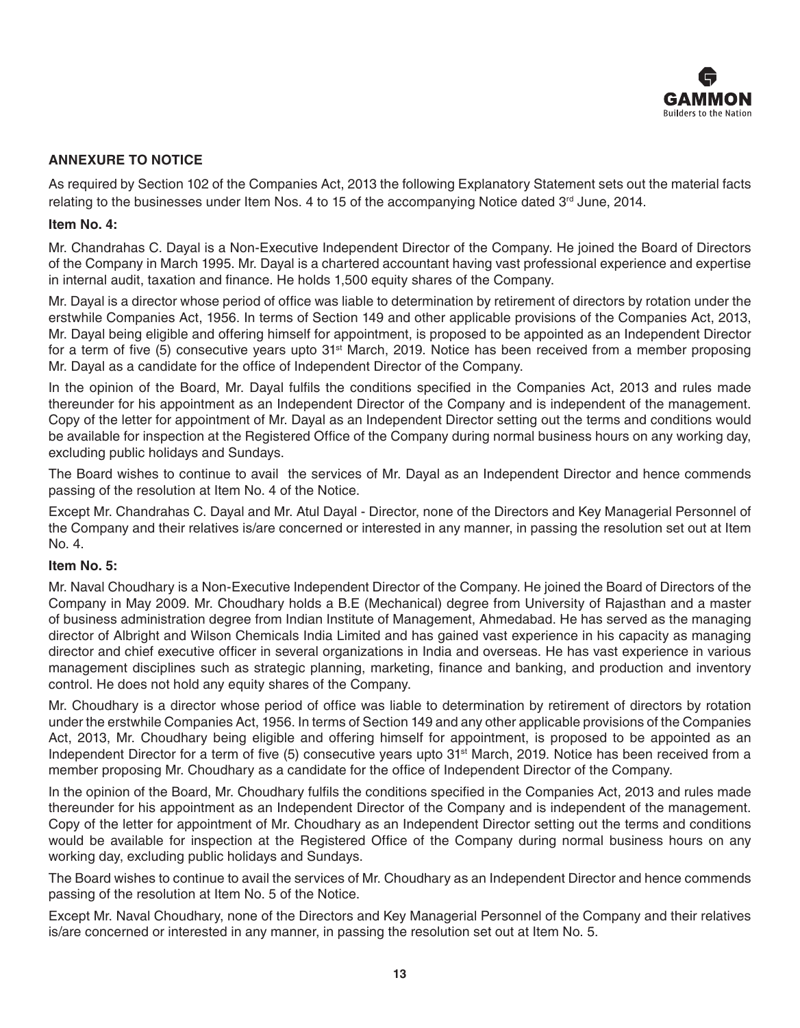## ANNEXURE TO NOTICE

As required by Section 102 of the Companies Act, 2013 the following Explanatory Statement sets out the material facts relating to the businesses under Item Nos. 4 to 15 of the accompanying Notice dated 3rd June, 2014.

### Item No. 4:

Mr. Chandrahas C. Dayal is a Non-Executive Independent Director of the Company. He joined the Board of Directors of the Company in March 1995. Mr. Dayal is a chartered accountant having vast professional experience and expertise in internal audit, taxation and finance. He holds 1,500 equity shares of the Company.

Mr. Dayal is a director whose period of office was liable to determination by retirement of directors by rotation under the erstwhile Companies Act, 1956. In terms of Section 149 and other applicable provisions of the Companies Act, 2013, Mr. Dayal being eligible and offering himself for appointment, is proposed to be appointed as an Independent Director for a term of five (5) consecutive years upto 31st March, 2019. Notice has been received from a member proposing Mr. Dayal as a candidate for the office of Independent Director of the Company.

In the opinion of the Board, Mr. Dayal fulfils the conditions specified in the Companies Act, 2013 and rules made thereunder for his appointment as an Independent Director of the Company and is independent of the management. Copy of the letter for appointment of Mr. Dayal as an Independent Director setting out the terms and conditions would be available for inspection at the Registered Office of the Company during normal business hours on any working day, excluding public holidays and Sundays.

The Board wishes to continue to avail the services of Mr. Dayal as an Independent Director and hence commends passing of the resolution at Item No. 4 of the Notice.

Except Mr. Chandrahas C. Dayal and Mr. Atul Dayal - Director, none of the Directors and Key Managerial Personnel of the Company and their relatives is/are concerned or interested in any manner, in passing the resolution set out at Item No. 4.

### Item No. 5:

Mr. Naval Choudhary is a Non-Executive Independent Director of the Company. He joined the Board of Directors of the Company in May 2009. Mr. Choudhary holds a B.E (Mechanical) degree from University of Rajasthan and a master of business administration degree from Indian Institute of Management, Ahmedabad. He has served as the managing director of Albright and Wilson Chemicals India Limited and has gained vast experience in his capacity as managing director and chief executive officer in several organizations in India and overseas. He has vast experience in various management disciplines such as strategic planning, marketing, finance and banking, and production and inventory control. He does not hold any equity shares of the Company.

Mr. Choudhary is a director whose period of office was liable to determination by retirement of directors by rotation under the erstwhile Companies Act, 1956. In terms of Section 149 and any other applicable provisions of the Companies Act, 2013, Mr. Choudhary being eligible and offering himself for appointment, is proposed to be appointed as an Independent Director for a term of five (5) consecutive years upto 31st March, 2019. Notice has been received from a member proposing Mr. Choudhary as a candidate for the office of Independent Director of the Company.

In the opinion of the Board, Mr. Choudhary fulfils the conditions specified in the Companies Act, 2013 and rules made thereunder for his appointment as an Independent Director of the Company and is independent of the management. Copy of the letter for appointment of Mr. Choudhary as an Independent Director setting out the terms and conditions would be available for inspection at the Registered Office of the Company during normal business hours on any working day, excluding public holidays and Sundays.

The Board wishes to continue to avail the services of Mr. Choudhary as an Independent Director and hence commends passing of the resolution at Item No. 5 of the Notice.

Except Mr. Naval Choudhary, none of the Directors and Key Managerial Personnel of the Company and their relatives is/are concerned or interested in any manner, in passing the resolution set out at Item No. 5.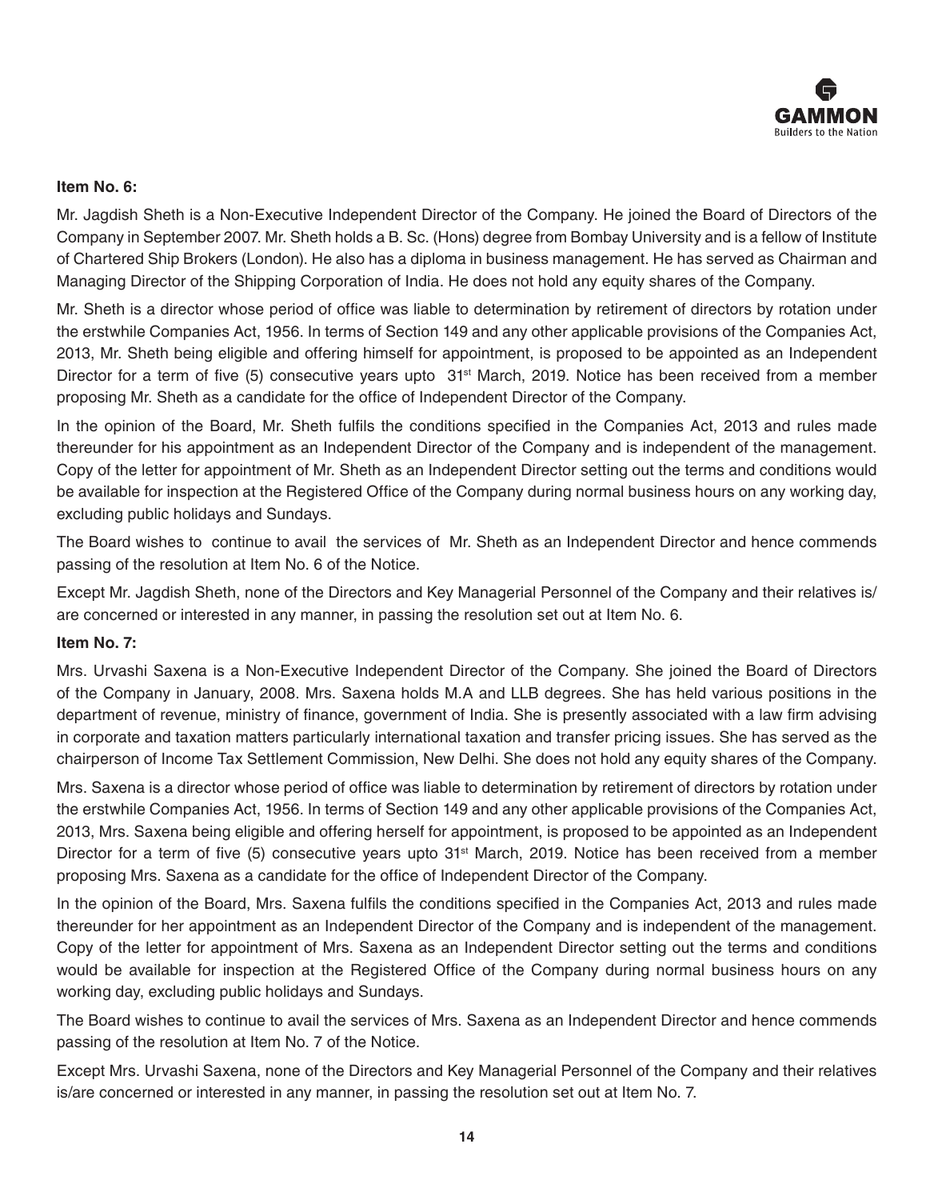**Item No. 6:**

Mr. Jagdish Sheth is a Non-Executive Independent Director of the Company. He joined the Board of Directors of the Company in September 2007. Mr. Sheth holds a B. Sc. (Hons) degree from Bombay University and is a fellow of Institute of Chartered Ship Brokers (London). He also has a diploma in business management. He has served as Chairman and Managing Director of the Shipping Corporation of India. He does not hold any equity shares of the Company.

Mr. Sheth is a director whose period of office was liable to determination by retirement of directors by rotation under the erstwhile Companies Act, 1956. In terms of Section 149 and any other applicable provisions of the Companies Act, 2013, Mr. Sheth being eligible and offering himself for appointment, is proposed to be appointed as an Independent Director for a term of five (5) consecutive years upto 31st March, 2019. Notice has been received from a member proposing Mr. Sheth as a candidate for the office of Independent Director of the Company.

In the opinion of the Board, Mr. Sheth fulfils the conditions specified in the Companies Act, 2013 and rules made thereunder for his appointment as an Independent Director of the Company and is independent of the management. Copy of the letter for appointment of Mr. Sheth as an Independent Director setting out the terms and conditions would be available for inspection at the Registered Office of the Company during normal business hours on any working day, excluding public holidays and Sundays.

The Board wishes to continue to avail the services of Mr. Sheth as an Independent Director and hence commends passing of the resolution at Item No. 6 of the Notice.

Except Mr. Jagdish Sheth, none of the Directors and Key Managerial Personnel of the Company and their relatives is/are concerned or interested in any manner, in passing the resolution set out at Item No. 6.

**Item No. 7:**

Mrs. Urvashi Saxena is a Non-Executive Independent Director of the Company. She joined the Board of Directors of the Company in January, 2008. Mrs. Saxena holds M.A and LLB degrees. She has held various positions in the department of revenue, ministry of finance, government of India. She is presently associated with a law firm advising in corporate and taxation matters particularly international taxation and transfer pricing issues. She has served as the chairperson of Income Tax Settlement Commission, New Delhi. She does not hold any equity shares of the Company.

Mrs. Saxena is a director whose period of office was liable to determination by retirement of directors by rotation under the erstwhile Companies Act, 1956. In terms of Section 149 and any other applicable provisions of the Companies Act, 2013, Mrs. Saxena being eligible and offering herself for appointment, is proposed to be appointed as an Independent Director for a term of five (5) consecutive years upto 31st March, 2019. Notice has been received from a member proposing Mrs. Saxena as a candidate for the office of Independent Director of the Company.

In the opinion of the Board, Mrs. Saxena fulfils the conditions specified in the Companies Act, 2013 and rules made thereunder for her appointment as an Independent Director of the Company and is independent of the management. Copy of the letter for appointment of Mrs. Saxena as an Independent Director setting out the terms and conditions would be available for inspection at the Registered Office of the Company during normal business hours on any working day, excluding public holidays and Sundays.

The Board wishes to continue to avail the services of Mrs. Saxena as an Independent Director and hence commends passing of the resolution at Item No. 7 of the Notice.

Except Mrs. Urvashi Saxena, none of the Directors and Key Managerial Personnel of the Company and their relatives is/are concerned or interested in any manner, in passing the resolution set out at Item No. 7.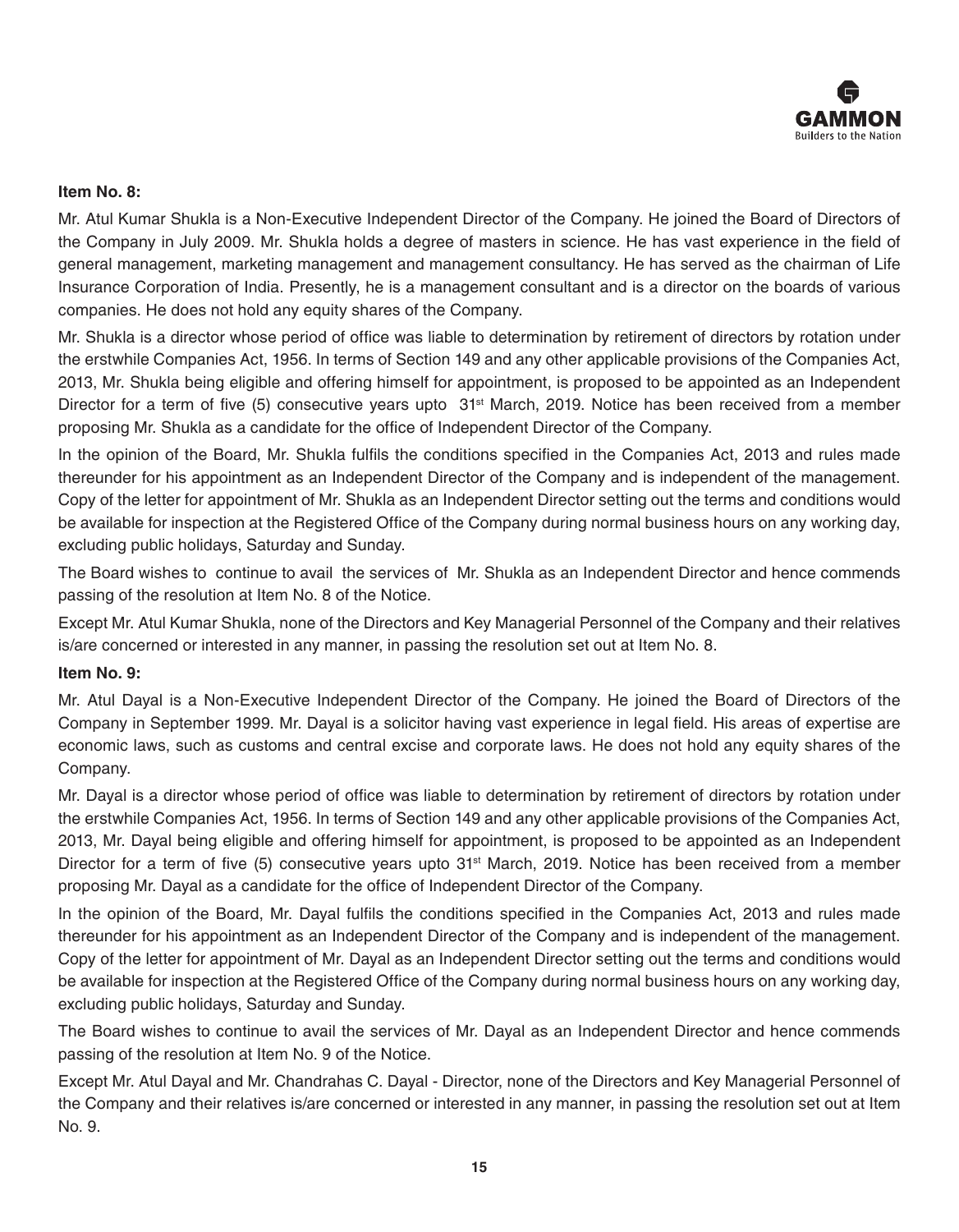**Item No. 8:**

Mr. Atul Kumar Shukla is a Non-Executive Independent Director of the Company. He joined the Board of Directors of the Company in July 2009. Mr. Shukla holds a degree of masters in science. He has vast experience in the field of general management, marketing management and management consultancy. He has served as the chairman of Life Insurance Corporation of India. Presently, he is a management consultant and is a director on the boards of various companies. He does not hold any equity shares of the Company.

Mr. Shukla is a director whose period of office was liable to determination by retirement of directors by rotation under the erstwhile Companies Act, 1956. In terms of Section 149 and any other applicable provisions of the Companies Act, 2013, Mr. Shukla being eligible and offering himself for appointment, is proposed to be appointed as an Independent Director for a term of five (5) consecutive years upto 31st March, 2019. Notice has been received from a member proposing Mr. Shukla as a candidate for the office of Independent Director of the Company.

In the opinion of the Board, Mr. Shukla fulfils the conditions specified in the Companies Act, 2013 and rules made thereunder for his appointment as an Independent Director of the Company and is independent of the management. Copy of the letter for appointment of Mr. Shukla as an Independent Director setting out the terms and conditions would be available for inspection at the Registered Office of the Company during normal business hours on any working day, excluding public holidays, Saturday and Sunday.

The Board wishes to continue to avail the services of Mr. Shukla as an Independent Director and hence commends passing of the resolution at Item No. 8 of the Notice.

Except Mr. Atul Kumar Shukla, none of the Directors and Key Managerial Personnel of the Company and their relatives is/are concerned or interested in any manner, in passing the resolution set out at Item No. 8.

**Item No. 9:**

Mr. Atul Dayal is a Non-Executive Independent Director of the Company. He joined the Board of Directors of the Company in September 1999. Mr. Dayal is a solicitor having vast experience in legal field. His areas of expertise are economic laws, such as customs and central excise and corporate laws. He does not hold any equity shares of the Company.

Mr. Dayal is a director whose period of office was liable to determination by retirement of directors by rotation under the erstwhile Companies Act, 1956. In terms of Section 149 and any other applicable provisions of the Companies Act, 2013, Mr. Dayal being eligible and offering himself for appointment, is proposed to be appointed as an Independent Director for a term of five (5) consecutive years upto 31st March, 2019. Notice has been received from a member proposing Mr. Dayal as a candidate for the office of Independent Director of the Company.

In the opinion of the Board, Mr. Dayal fulfils the conditions specified in the Companies Act, 2013 and rules made thereunder for his appointment as an Independent Director of the Company and is independent of the management. Copy of the letter for appointment of Mr. Dayal as an Independent Director setting out the terms and conditions would be available for inspection at the Registered Office of the Company during normal business hours on any working day, excluding public holidays, Saturday and Sunday.

The Board wishes to continue to avail the services of Mr. Dayal as an Independent Director and hence commends passing of the resolution at Item No. 9 of the Notice.

Except Mr. Atul Dayal and Mr. Chandrahas C. Dayal - Director, none of the Directors and Key Managerial Personnel of the Company and their relatives is/are concerned or interested in any manner, in passing the resolution set out at Item No. 9.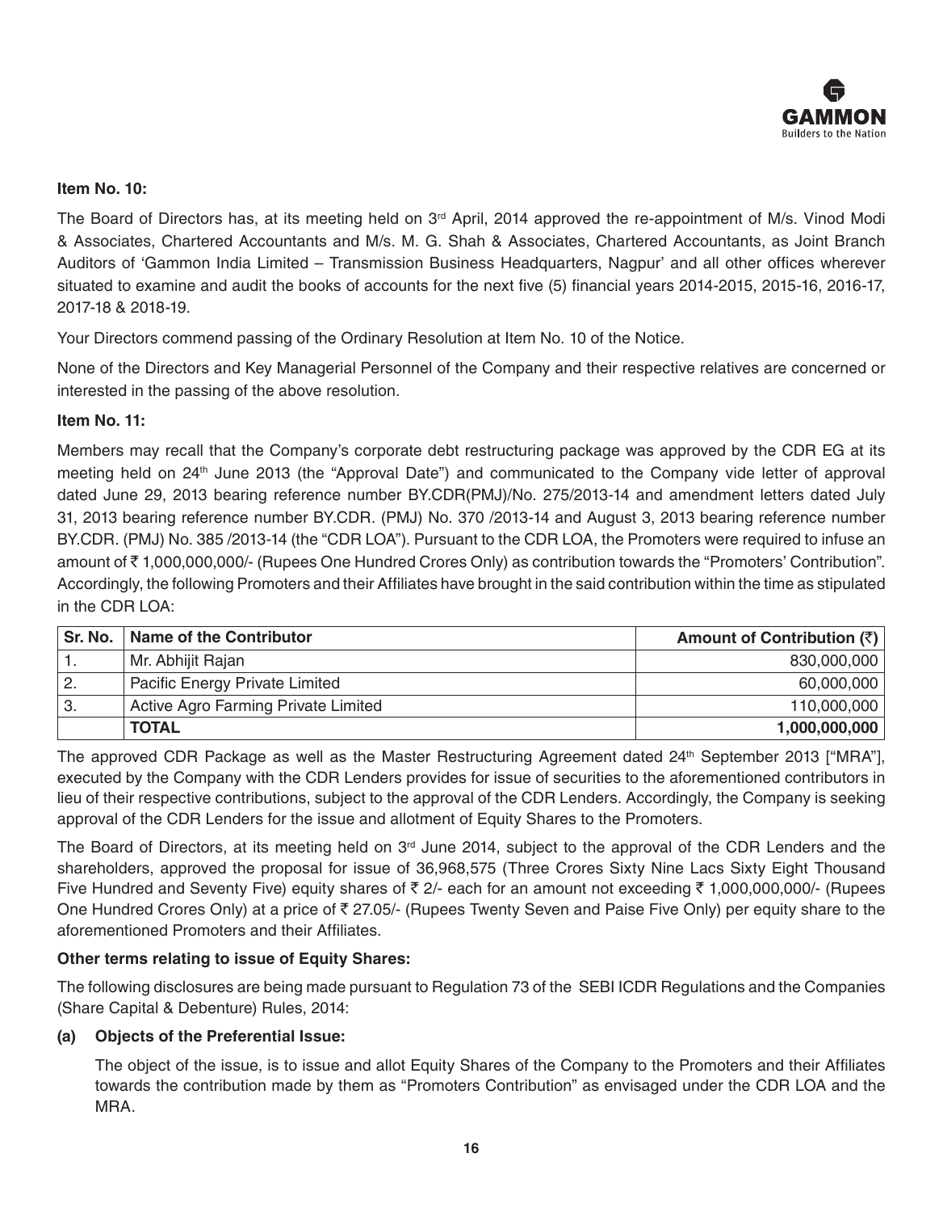**Item No. 10:**

The Board of Directors has, at its meeting held on 3rd April, 2014 approved the re-appointment of M/s. Vinod Modi & Associates, Chartered Accountants and M/s. M. G. Shah & Associates, Chartered Accountants, as Joint Branch Auditors of 'Gammon India Limited – Transmission Business Headquarters, Nagpur' and all other offices wherever situated to examine and audit the books of accounts for the next five (5) financial years 2014-2015, 2015-16, 2016-17, 2017-18 & 2018-19.

Your Directors commend passing of the Ordinary Resolution at Item No. 10 of the Notice.

None of the Directors and Key Managerial Personnel of the Company and their respective relatives are concerned or interested in the passing of the above resolution.

**Item No. 11:**

Members may recall that the Company's corporate debt restructuring package was approved by the CDR EG at its meeting held on 24th June 2013 (the "Approval Date") and communicated to the Company vide letter of approval dated June 29, 2013 bearing reference number BY.CDR(PMJ)/No. 275/2013-14 and amendment letters dated July 31, 2013 bearing reference number BY.CDR. (PMJ) No. 370 /2013-14 and August 3, 2013 bearing reference number BY.CDR. (PMJ) No. 385 /2013-14 (the "CDR LOA"). Pursuant to the CDR LOA, the Promoters were required to infuse an amount of ₹ 1,000,000,000/- (Rupees One Hundred Crores Only) as contribution towards the "Promoters' Contribution". Accordingly, the following Promoters and their Affiliates have brought in the said contribution within the time as stipulated in the CDR LOA:

| Sr. No. | Name of the Contributor | Amount of Contribution (₹) |
|---|---|---|
| 1. | Mr. Abhijit Rajan | 830,000,000 |
| 2. | Pacific Energy Private Limited | 60,000,000 |
| 3. | Active Agro Farming Private Limited | 110,000,000 |
| | **TOTAL** | **1,000,000,000** |

The approved CDR Package as well as the Master Restructuring Agreement dated 24th September 2013 ["MRA"], executed by the Company with the CDR Lenders provides for issue of securities to the aforementioned contributors in lieu of their respective contributions, subject to the approval of the CDR Lenders. Accordingly, the Company is seeking approval of the CDR Lenders for the issue and allotment of Equity Shares to the Promoters.

The Board of Directors, at its meeting held on 3rd June 2014, subject to the approval of the CDR Lenders and the shareholders, approved the proposal for issue of 36,968,575 (Three Crores Sixty Nine Lacs Sixty Eight Thousand Five Hundred and Seventy Five) equity shares of ₹ 2/- each for an amount not exceeding ₹ 1,000,000,000/- (Rupees One Hundred Crores Only) at a price of ₹ 27.05/- (Rupees Twenty Seven and Paise Five Only) per equity share to the aforementioned Promoters and their Affiliates.

**Other terms relating to issue of Equity Shares:**

The following disclosures are being made pursuant to Regulation 73 of the SEBI ICDR Regulations and the Companies (Share Capital & Debenture) Rules, 2014:

**(a) Objects of the Preferential Issue:**

The object of the issue, is to issue and allot Equity Shares of the Company to the Promoters and their Affiliates towards the contribution made by them as "Promoters Contribution" as envisaged under the CDR LOA and the MRA.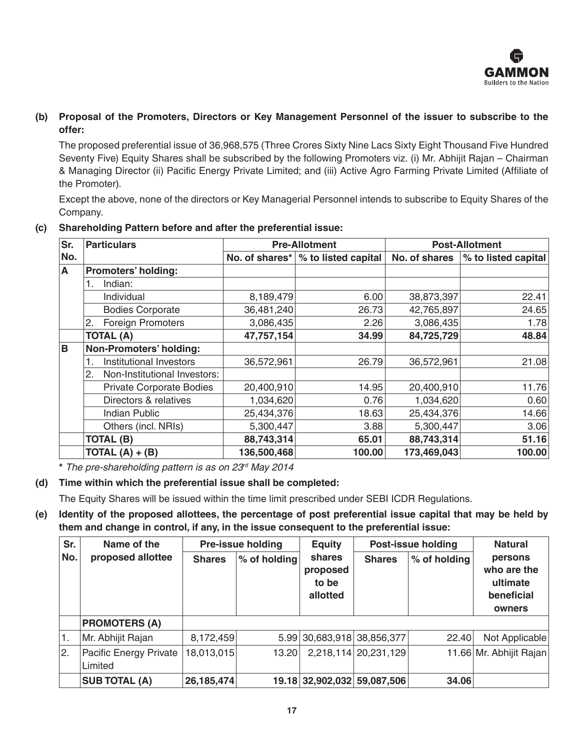**(b) Proposal of the Promoters, Directors or Key Management Personnel of the issuer to subscribe to the offer:**

The proposed preferential issue of 36,968,575 (Three Crores Sixty Nine Lacs Sixty Eight Thousand Five Hundred Seventy Five) Equity Shares shall be subscribed by the following Promoters viz. (i) Mr. Abhijit Rajan – Chairman & Managing Director (ii) Pacific Energy Private Limited; and (iii) Active Agro Farming Private Limited (Affiliate of the Promoter).

Except the above, none of the directors or Key Managerial Personnel intends to subscribe to Equity Shares of the Company.

**(c) Shareholding Pattern before and after the preferential issue:**

| Sr. No. | Particulars | Pre-Allotment | | Post-Allotment | |
|---|---|---|---|---|---|
| | | No. of shares* | % to listed capital | No. of shares | % to listed capital |
| **A** | **Promoters' holding:** | | | | |
| | 1. Indian: | | | | |
| | Individual | 8,189,479 | 6.00 | 38,873,397 | 22.41 |
| | Bodies Corporate | 36,481,240 | 26.73 | 42,765,897 | 24.65 |
| | 2. Foreign Promoters | 3,086,435 | 2.26 | 3,086,435 | 1.78 |
| | **TOTAL (A)** | **47,757,154** | **34.99** | **84,725,729** | **48.84** |
| **B** | **Non-Promoters' holding:** | | | | |
| | 1. Institutional Investors | 36,572,961 | 26.79 | 36,572,961 | 21.08 |
| | 2. Non-Institutional Investors: | | | | |
| | Private Corporate Bodies | 20,400,910 | 14.95 | 20,400,910 | 11.76 |
| | Directors & relatives | 1,034,620 | 0.76 | 1,034,620 | 0.60 |
| | Indian Public | 25,434,376 | 18.63 | 25,434,376 | 14.66 |
| | Others (incl. NRIs) | 5,300,447 | 3.88 | 5,300,447 | 3.06 |
| | **TOTAL (B)** | **88,743,314** | **65.01** | **88,743,314** | **51.16** |
| | **TOTAL (A) + (B)** | **136,500,468** | **100.00** | **173,469,043** | **100.00** |

**\*** *The pre-shareholding pattern is as on 23rd May 2014*

**(d) Time within which the preferential issue shall be completed:**

The Equity Shares will be issued within the time limit prescribed under SEBI ICDR Regulations.

**(e) Identity of the proposed allottees, the percentage of post preferential issue capital that may be held by them and change in control, if any, in the issue consequent to the preferential issue:**

| Sr. No. | Name of the proposed allottee | Pre-issue holding | | Equity shares proposed to be allotted | Post-issue holding | | Natural persons who are the ultimate beneficial owners |
|---|---|---|---|---|---|---|---|
| | | Shares | % of holding | | Shares | % of holding | |
| | **PROMOTERS (A)** | | | | | | |
| 1. | Mr. Abhijit Rajan | 8,172,459 | 5.99 | 30,683,918 | 38,856,377 | 22.40 | Not Applicable |
| 2. | Pacific Energy Private Limited | 18,013,015 | 13.20 | 2,218,114 | 20,231,129 | 11.66 | Mr. Abhijit Rajan |
| | **SUB TOTAL (A)** | **26,185,474** | **19.18** | **32,902,032** | **59,087,506** | **34.06** | |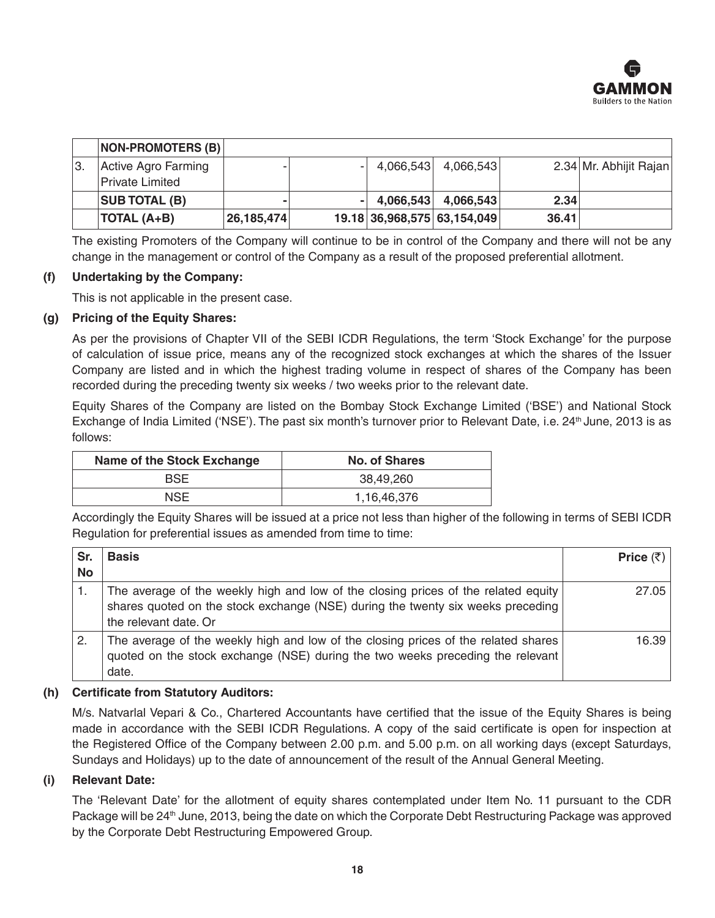| | NON-PROMOTERS (B) | | | | | | |
|---|---|---|---|---|---|---|---|
| 3. | Active Agro Farming Private Limited | - | - | 4,066,543 | 4,066,543 | 2.34 | Mr. Abhijit Rajan |
| | **SUB TOTAL (B)** | **-** | **-** | **4,066,543** | **4,066,543** | **2.34** | |
| | **TOTAL (A+B)** | **26,185,474** | **19.18** | **36,968,575** | **63,154,049** | **36.41** | |

The existing Promoters of the Company will continue to be in control of the Company and there will not be any change in the management or control of the Company as a result of the proposed preferential allotment.

**(f) Undertaking by the Company:**

This is not applicable in the present case.

**(g) Pricing of the Equity Shares:**

As per the provisions of Chapter VII of the SEBI ICDR Regulations, the term 'Stock Exchange' for the purpose of calculation of issue price, means any of the recognized stock exchanges at which the shares of the Issuer Company are listed and in which the highest trading volume in respect of shares of the Company has been recorded during the preceding twenty six weeks / two weeks prior to the relevant date.

Equity Shares of the Company are listed on the Bombay Stock Exchange Limited ('BSE') and National Stock Exchange of India Limited ('NSE'). The past six month's turnover prior to Relevant Date, i.e. 24th June, 2013 is as follows:

| Name of the Stock Exchange | No. of Shares |
|---|---|
| BSE | 38,49,260 |
| NSE | 1,16,46,376 |

Accordingly the Equity Shares will be issued at a price not less than higher of the following in terms of SEBI ICDR Regulation for preferential issues as amended from time to time:

| Sr. No | Basis | Price (₹) |
|---|---|---|
| 1. | The average of the weekly high and low of the closing prices of the related equity shares quoted on the stock exchange (NSE) during the twenty six weeks preceding the relevant date. Or | 27.05 |
| 2. | The average of the weekly high and low of the closing prices of the related shares quoted on the stock exchange (NSE) during the two weeks preceding the relevant date. | 16.39 |

**(h) Certificate from Statutory Auditors:**

M/s. Natvarlal Vepari & Co., Chartered Accountants have certified that the issue of the Equity Shares is being made in accordance with the SEBI ICDR Regulations. A copy of the said certificate is open for inspection at the Registered Office of the Company between 2.00 p.m. and 5.00 p.m. on all working days (except Saturdays, Sundays and Holidays) up to the date of announcement of the result of the Annual General Meeting.

**(i) Relevant Date:**

The 'Relevant Date' for the allotment of equity shares contemplated under Item No. 11 pursuant to the CDR Package will be 24th June, 2013, being the date on which the Corporate Debt Restructuring Package was approved by the Corporate Debt Restructuring Empowered Group.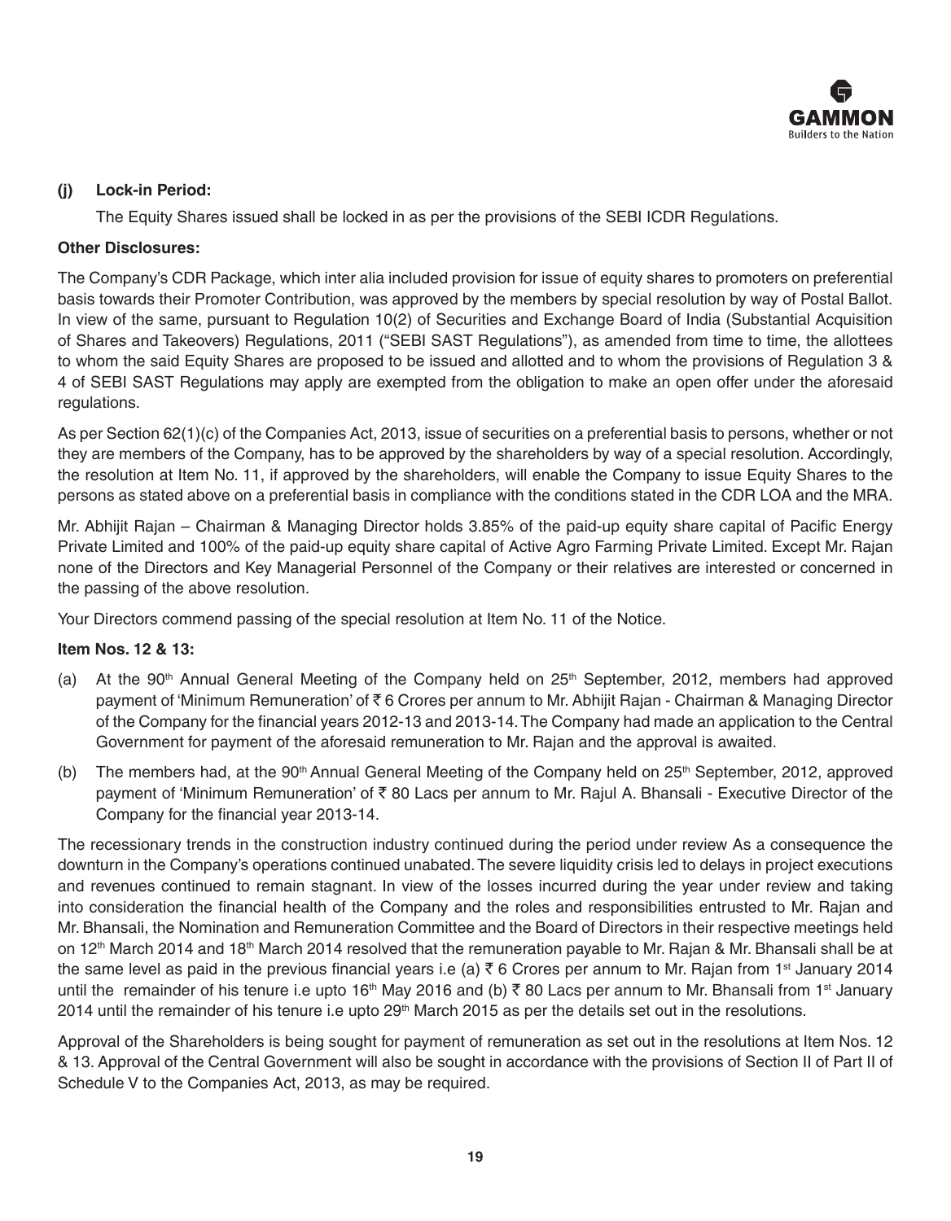**(j) Lock-in Period:**

The Equity Shares issued shall be locked in as per the provisions of the SEBI ICDR Regulations.

**Other Disclosures:**

The Company's CDR Package, which inter alia included provision for issue of equity shares to promoters on preferential basis towards their Promoter Contribution, was approved by the members by special resolution by way of Postal Ballot. In view of the same, pursuant to Regulation 10(2) of Securities and Exchange Board of India (Substantial Acquisition of Shares and Takeovers) Regulations, 2011 ("SEBI SAST Regulations"), as amended from time to time, the allottees to whom the said Equity Shares are proposed to be issued and allotted and to whom the provisions of Regulation 3 & 4 of SEBI SAST Regulations may apply are exempted from the obligation to make an open offer under the aforesaid regulations.

As per Section 62(1)(c) of the Companies Act, 2013, issue of securities on a preferential basis to persons, whether or not they are members of the Company, has to be approved by the shareholders by way of a special resolution. Accordingly, the resolution at Item No. 11, if approved by the shareholders, will enable the Company to issue Equity Shares to the persons as stated above on a preferential basis in compliance with the conditions stated in the CDR LOA and the MRA.

Mr. Abhijit Rajan – Chairman & Managing Director holds 3.85% of the paid-up equity share capital of Pacific Energy Private Limited and 100% of the paid-up equity share capital of Active Agro Farming Private Limited. Except Mr. Rajan none of the Directors and Key Managerial Personnel of the Company or their relatives are interested or concerned in the passing of the above resolution.

Your Directors commend passing of the special resolution at Item No. 11 of the Notice.

**Item Nos. 12 & 13:**

(a) At the 90th Annual General Meeting of the Company held on 25th September, 2012, members had approved payment of 'Minimum Remuneration' of ₹ 6 Crores per annum to Mr. Abhijit Rajan - Chairman & Managing Director of the Company for the financial years 2012-13 and 2013-14. The Company had made an application to the Central Government for payment of the aforesaid remuneration to Mr. Rajan and the approval is awaited.

(b) The members had, at the 90th Annual General Meeting of the Company held on 25th September, 2012, approved payment of 'Minimum Remuneration' of ₹ 80 Lacs per annum to Mr. Rajul A. Bhansali - Executive Director of the Company for the financial year 2013-14.

The recessionary trends in the construction industry continued during the period under review As a consequence the downturn in the Company's operations continued unabated. The severe liquidity crisis led to delays in project executions and revenues continued to remain stagnant. In view of the losses incurred during the year under review and taking into consideration the financial health of the Company and the roles and responsibilities entrusted to Mr. Rajan and Mr. Bhansali, the Nomination and Remuneration Committee and the Board of Directors in their respective meetings held on 12th March 2014 and 18th March 2014 resolved that the remuneration payable to Mr. Rajan & Mr. Bhansali shall be at the same level as paid in the previous financial years i.e (a) ₹ 6 Crores per annum to Mr. Rajan from 1st January 2014 until the remainder of his tenure i.e upto 16th May 2016 and (b) ₹ 80 Lacs per annum to Mr. Bhansali from 1st January 2014 until the remainder of his tenure i.e upto 29th March 2015 as per the details set out in the resolutions.

Approval of the Shareholders is being sought for payment of remuneration as set out in the resolutions at Item Nos. 12 & 13. Approval of the Central Government will also be sought in accordance with the provisions of Section II of Part II of Schedule V to the Companies Act, 2013, as may be required.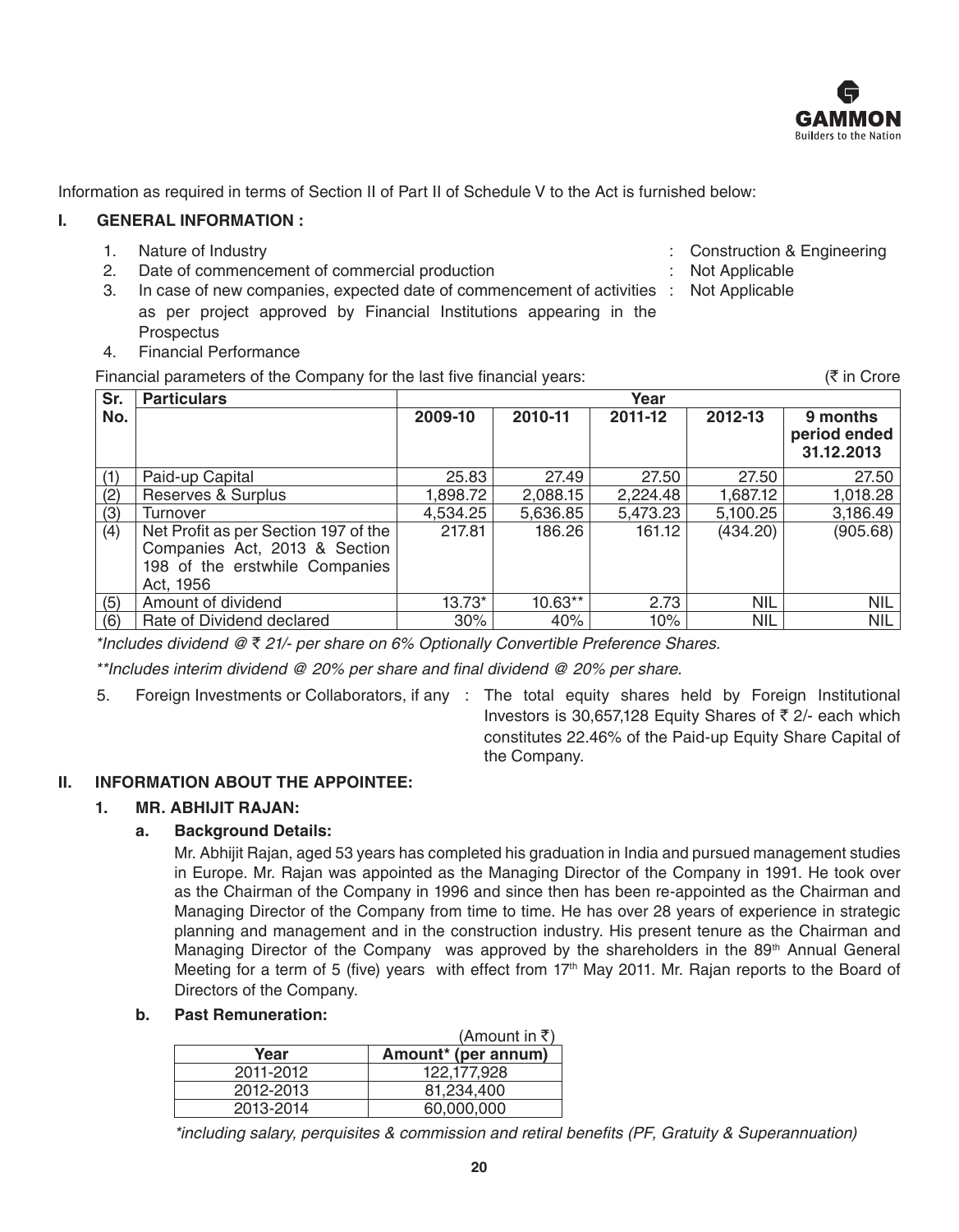Information as required in terms of Section II of Part II of Schedule V to the Act is furnished below:

## I. GENERAL INFORMATION :

1. Nature of Industry : Construction & Engineering
2. Date of commencement of commercial production : Not Applicable
3. In case of new companies, expected date of commencement of activities as per project approved by Financial Institutions appearing in the Prospectus : Not Applicable
4. Financial Performance

Financial parameters of the Company for the last five financial years: (₹ in Crore

| Sr. No. | Particulars | Year | | | | |
|---|---|---|---|---|---|---|
| | | 2009-10 | 2010-11 | 2011-12 | 2012-13 | 9 months period ended 31.12.2013 |
| (1) | Paid-up Capital | 25.83 | 27.49 | 27.50 | 27.50 | 27.50 |
| (2) | Reserves & Surplus | 1,898.72 | 2,088.15 | 2,224.48 | 1,687.12 | 1,018.28 |
| (3) | Turnover | 4,534.25 | 5,636.85 | 5,473.23 | 5,100.25 | 3,186.49 |
| (4) | Net Profit as per Section 197 of the Companies Act, 2013 & Section 198 of the erstwhile Companies Act, 1956 | 217.81 | 186.26 | 161.12 | (434.20) | (905.68) |
| (5) | Amount of dividend | 13.73* | 10.63** | 2.73 | NIL | NIL |
| (6) | Rate of Dividend declared | 30% | 40% | 10% | NIL | NIL |

*\*Includes dividend @ ₹ 21/- per share on 6% Optionally Convertible Preference Shares.*

*\*\*Includes interim dividend @ 20% per share and final dividend @ 20% per share.*

5. Foreign Investments or Collaborators, if any : The total equity shares held by Foreign Institutional Investors is 30,657,128 Equity Shares of ₹ 2/- each which constitutes 22.46% of the Paid-up Equity Share Capital of the Company.

## II. INFORMATION ABOUT THE APPOINTEE:

### 1. MR. ABHIJIT RAJAN:

**a. Background Details:**

Mr. Abhijit Rajan, aged 53 years has completed his graduation in India and pursued management studies in Europe. Mr. Rajan was appointed as the Managing Director of the Company in 1991. He took over as the Chairman of the Company in 1996 and since then has been re-appointed as the Chairman and Managing Director of the Company from time to time. He has over 28 years of experience in strategic planning and management and in the construction industry. His present tenure as the Chairman and Managing Director of the Company was approved by the shareholders in the 89th Annual General Meeting for a term of 5 (five) years with effect from 17th May 2011. Mr. Rajan reports to the Board of Directors of the Company.

**b. Past Remuneration:**

(Amount in ₹)

| Year | Amount* (per annum) |
|---|---|
| 2011-2012 | 122,177,928 |
| 2012-2013 | 81,234,400 |
| 2013-2014 | 60,000,000 |

*\*including salary, perquisites & commission and retiral benefits (PF, Gratuity & Superannuation)*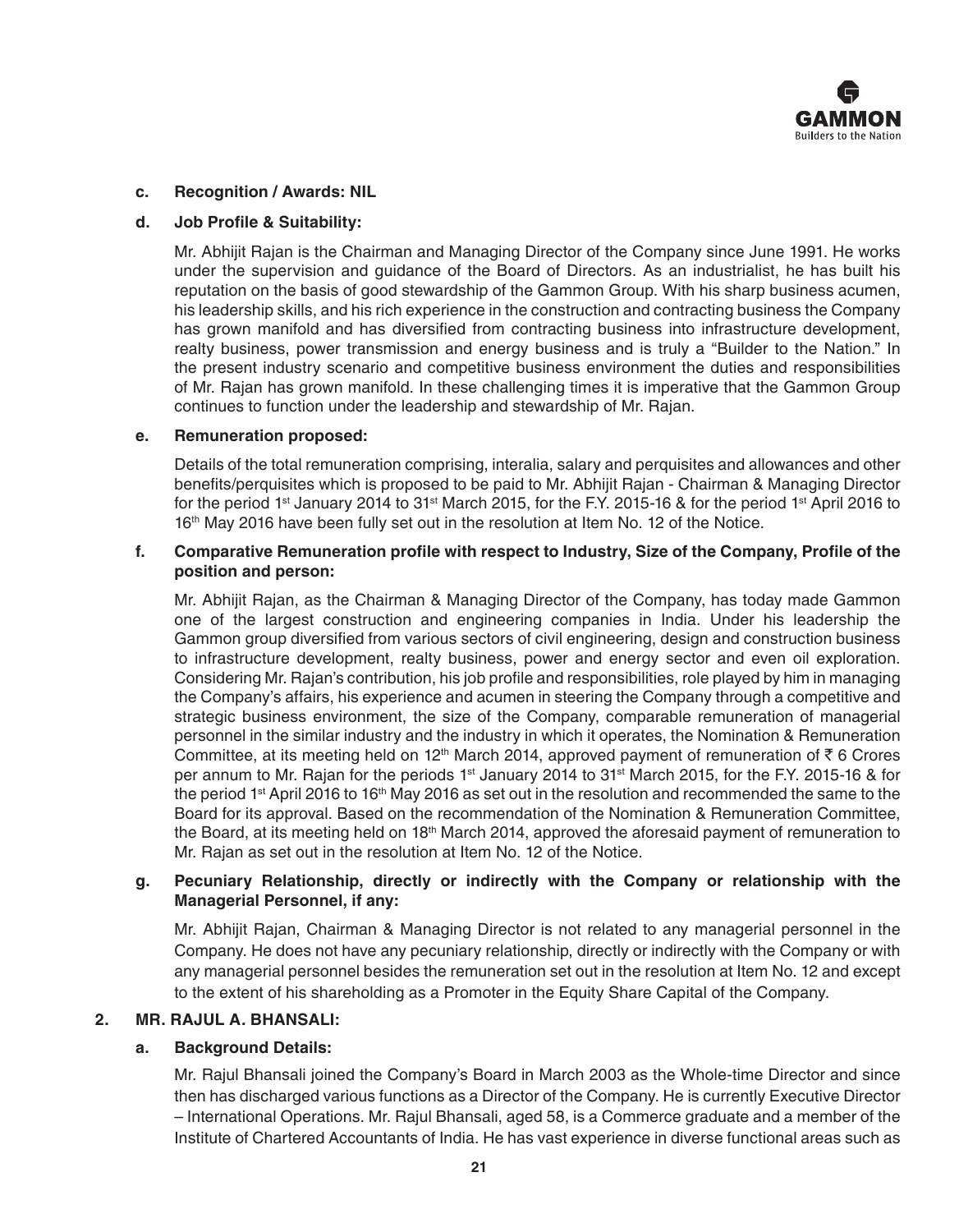**c. Recognition / Awards: NIL**

**d. Job Profile & Suitability:**

Mr. Abhijit Rajan is the Chairman and Managing Director of the Company since June 1991. He works under the supervision and guidance of the Board of Directors. As an industrialist, he has built his reputation on the basis of good stewardship of the Gammon Group. With his sharp business acumen, his leadership skills, and his rich experience in the construction and contracting business the Company has grown manifold and has diversified from contracting business into infrastructure development, realty business, power transmission and energy business and is truly a "Builder to the Nation." In the present industry scenario and competitive business environment the duties and responsibilities of Mr. Rajan has grown manifold. In these challenging times it is imperative that the Gammon Group continues to function under the leadership and stewardship of Mr. Rajan.

**e. Remuneration proposed:**

Details of the total remuneration comprising, interalia, salary and perquisites and allowances and other benefits/perquisites which is proposed to be paid to Mr. Abhijit Rajan - Chairman & Managing Director for the period 1st January 2014 to 31st March 2015, for the F.Y. 2015-16 & for the period 1st April 2016 to 16th May 2016 have been fully set out in the resolution at Item No. 12 of the Notice.

**f. Comparative Remuneration profile with respect to Industry, Size of the Company, Profile of the position and person:**

Mr. Abhijit Rajan, as the Chairman & Managing Director of the Company, has today made Gammon one of the largest construction and engineering companies in India. Under his leadership the Gammon group diversified from various sectors of civil engineering, design and construction business to infrastructure development, realty business, power and energy sector and even oil exploration. Considering Mr. Rajan's contribution, his job profile and responsibilities, role played by him in managing the Company's affairs, his experience and acumen in steering the Company through a competitive and strategic business environment, the size of the Company, comparable remuneration of managerial personnel in the similar industry and the industry in which it operates, the Nomination & Remuneration Committee, at its meeting held on 12th March 2014, approved payment of remuneration of ₹ 6 Crores per annum to Mr. Rajan for the periods 1st January 2014 to 31st March 2015, for the F.Y. 2015-16 & for the period 1st April 2016 to 16th May 2016 as set out in the resolution and recommended the same to the Board for its approval. Based on the recommendation of the Nomination & Remuneration Committee, the Board, at its meeting held on 18th March 2014, approved the aforesaid payment of remuneration to Mr. Rajan as set out in the resolution at Item No. 12 of the Notice.

**g. Pecuniary Relationship, directly or indirectly with the Company or relationship with the Managerial Personnel, if any:**

Mr. Abhijit Rajan, Chairman & Managing Director is not related to any managerial personnel in the Company. He does not have any pecuniary relationship, directly or indirectly with the Company or with any managerial personnel besides the remuneration set out in the resolution at Item No. 12 and except to the extent of his shareholding as a Promoter in the Equity Share Capital of the Company.

**2. MR. RAJUL A. BHANSALI:**

**a. Background Details:**

Mr. Rajul Bhansali joined the Company's Board in March 2003 as the Whole-time Director and since then has discharged various functions as a Director of the Company. He is currently Executive Director – International Operations. Mr. Rajul Bhansali, aged 58, is a Commerce graduate and a member of the Institute of Chartered Accountants of India. He has vast experience in diverse functional areas such as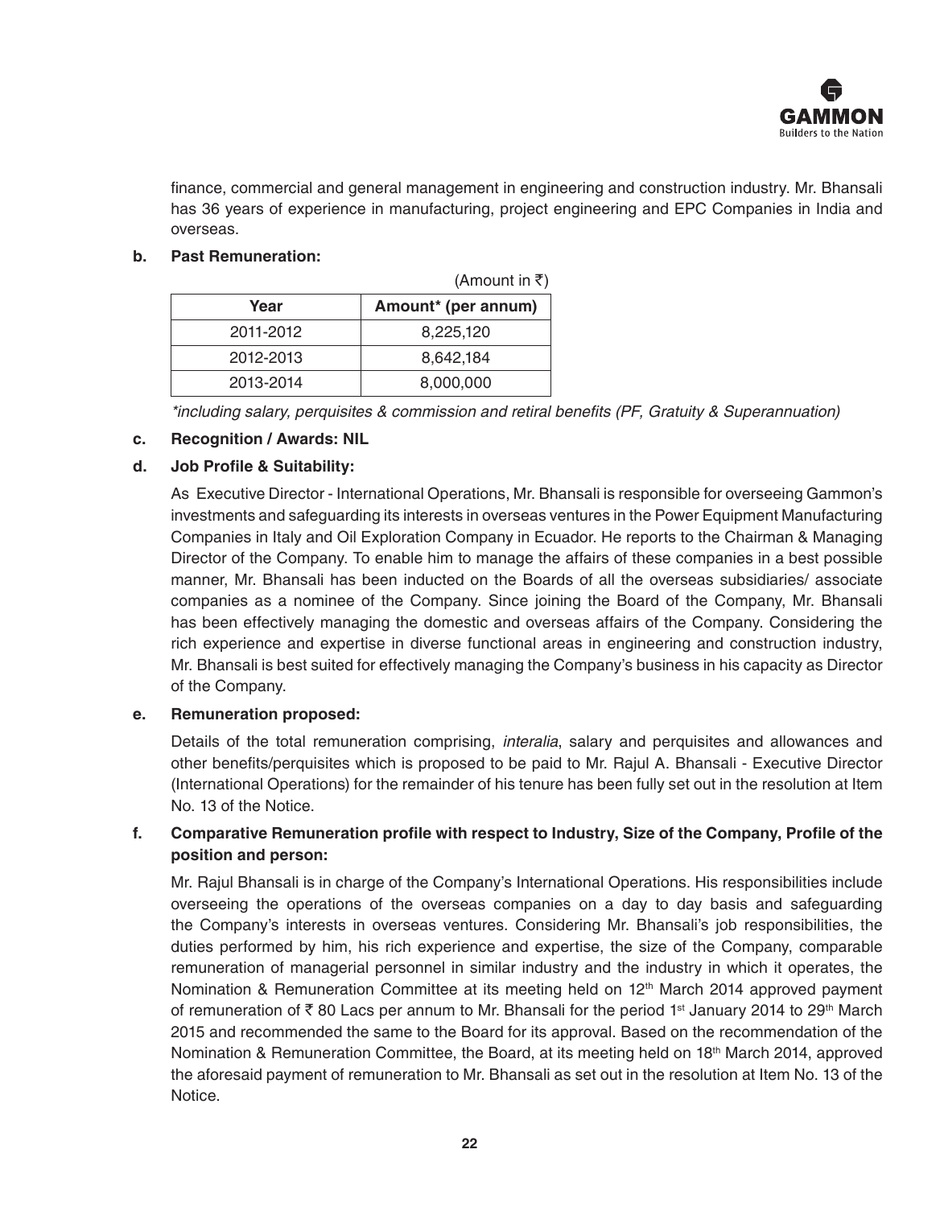finance, commercial and general management in engineering and construction industry. Mr. Bhansali has 36 years of experience in manufacturing, project engineering and EPC Companies in India and overseas.

**b. Past Remuneration:**

(Amount in ₹)

| Year | Amount* (per annum) |
|---|---|
| 2011-2012 | 8,225,120 |
| 2012-2013 | 8,642,184 |
| 2013-2014 | 8,000,000 |

*\*including salary, perquisites & commission and retiral benefits (PF, Gratuity & Superannuation)*

**c. Recognition / Awards: NIL**

**d. Job Profile & Suitability:**

As Executive Director - International Operations, Mr. Bhansali is responsible for overseeing Gammon's investments and safeguarding its interests in overseas ventures in the Power Equipment Manufacturing Companies in Italy and Oil Exploration Company in Ecuador. He reports to the Chairman & Managing Director of the Company. To enable him to manage the affairs of these companies in a best possible manner, Mr. Bhansali has been inducted on the Boards of all the overseas subsidiaries/ associate companies as a nominee of the Company. Since joining the Board of the Company, Mr. Bhansali has been effectively managing the domestic and overseas affairs of the Company. Considering the rich experience and expertise in diverse functional areas in engineering and construction industry, Mr. Bhansali is best suited for effectively managing the Company's business in his capacity as Director of the Company.

**e. Remuneration proposed:**

Details of the total remuneration comprising, *interalia*, salary and perquisites and allowances and other benefits/perquisites which is proposed to be paid to Mr. Rajul A. Bhansali - Executive Director (International Operations) for the remainder of his tenure has been fully set out in the resolution at Item No. 13 of the Notice.

**f. Comparative Remuneration profile with respect to Industry, Size of the Company, Profile of the position and person:**

Mr. Rajul Bhansali is in charge of the Company's International Operations. His responsibilities include overseeing the operations of the overseas companies on a day to day basis and safeguarding the Company's interests in overseas ventures. Considering Mr. Bhansali's job responsibilities, the duties performed by him, his rich experience and expertise, the size of the Company, comparable remuneration of managerial personnel in similar industry and the industry in which it operates, the Nomination & Remuneration Committee at its meeting held on 12th March 2014 approved payment of remuneration of ₹ 80 Lacs per annum to Mr. Bhansali for the period 1st January 2014 to 29th March 2015 and recommended the same to the Board for its approval. Based on the recommendation of the Nomination & Remuneration Committee, the Board, at its meeting held on 18th March 2014, approved the aforesaid payment of remuneration to Mr. Bhansali as set out in the resolution at Item No. 13 of the Notice.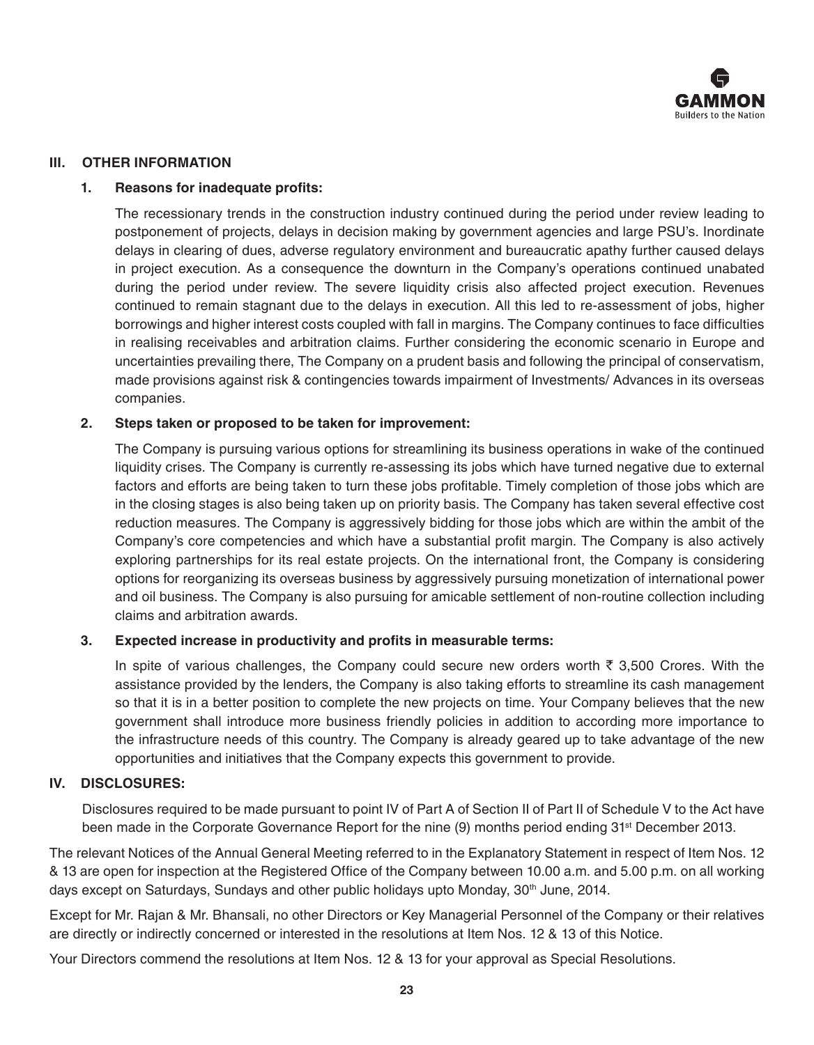## III. OTHER INFORMATION

### 1. Reasons for inadequate profits:

The recessionary trends in the construction industry continued during the period under review leading to postponement of projects, delays in decision making by government agencies and large PSU's. Inordinate delays in clearing of dues, adverse regulatory environment and bureaucratic apathy further caused delays in project execution. As a consequence the downturn in the Company's operations continued unabated during the period under review. The severe liquidity crisis also affected project execution. Revenues continued to remain stagnant due to the delays in execution. All this led to re-assessment of jobs, higher borrowings and higher interest costs coupled with fall in margins. The Company continues to face difficulties in realising receivables and arbitration claims. Further considering the economic scenario in Europe and uncertainties prevailing there, The Company on a prudent basis and following the principal of conservatism, made provisions against risk & contingencies towards impairment of Investments/ Advances in its overseas companies.

### 2. Steps taken or proposed to be taken for improvement:

The Company is pursuing various options for streamlining its business operations in wake of the continued liquidity crises. The Company is currently re-assessing its jobs which have turned negative due to external factors and efforts are being taken to turn these jobs profitable. Timely completion of those jobs which are in the closing stages is also being taken up on priority basis. The Company has taken several effective cost reduction measures. The Company is aggressively bidding for those jobs which are within the ambit of the Company's core competencies and which have a substantial profit margin. The Company is also actively exploring partnerships for its real estate projects. On the international front, the Company is considering options for reorganizing its overseas business by aggressively pursuing monetization of international power and oil business. The Company is also pursuing for amicable settlement of non-routine collection including claims and arbitration awards.

### 3. Expected increase in productivity and profits in measurable terms:

In spite of various challenges, the Company could secure new orders worth ₹ 3,500 Crores. With the assistance provided by the lenders, the Company is also taking efforts to streamline its cash management so that it is in a better position to complete the new projects on time. Your Company believes that the new government shall introduce more business friendly policies in addition to according more importance to the infrastructure needs of this country. The Company is already geared up to take advantage of the new opportunities and initiatives that the Company expects this government to provide.

## IV. DISCLOSURES:

Disclosures required to be made pursuant to point IV of Part A of Section II of Part II of Schedule V to the Act have been made in the Corporate Governance Report for the nine (9) months period ending 31st December 2013.

The relevant Notices of the Annual General Meeting referred to in the Explanatory Statement in respect of Item Nos. 12 & 13 are open for inspection at the Registered Office of the Company between 10.00 a.m. and 5.00 p.m. on all working days except on Saturdays, Sundays and other public holidays upto Monday, 30th June, 2014.

Except for Mr. Rajan & Mr. Bhansali, no other Directors or Key Managerial Personnel of the Company or their relatives are directly or indirectly concerned or interested in the resolutions at Item Nos. 12 & 13 of this Notice.

Your Directors commend the resolutions at Item Nos. 12 & 13 for your approval as Special Resolutions.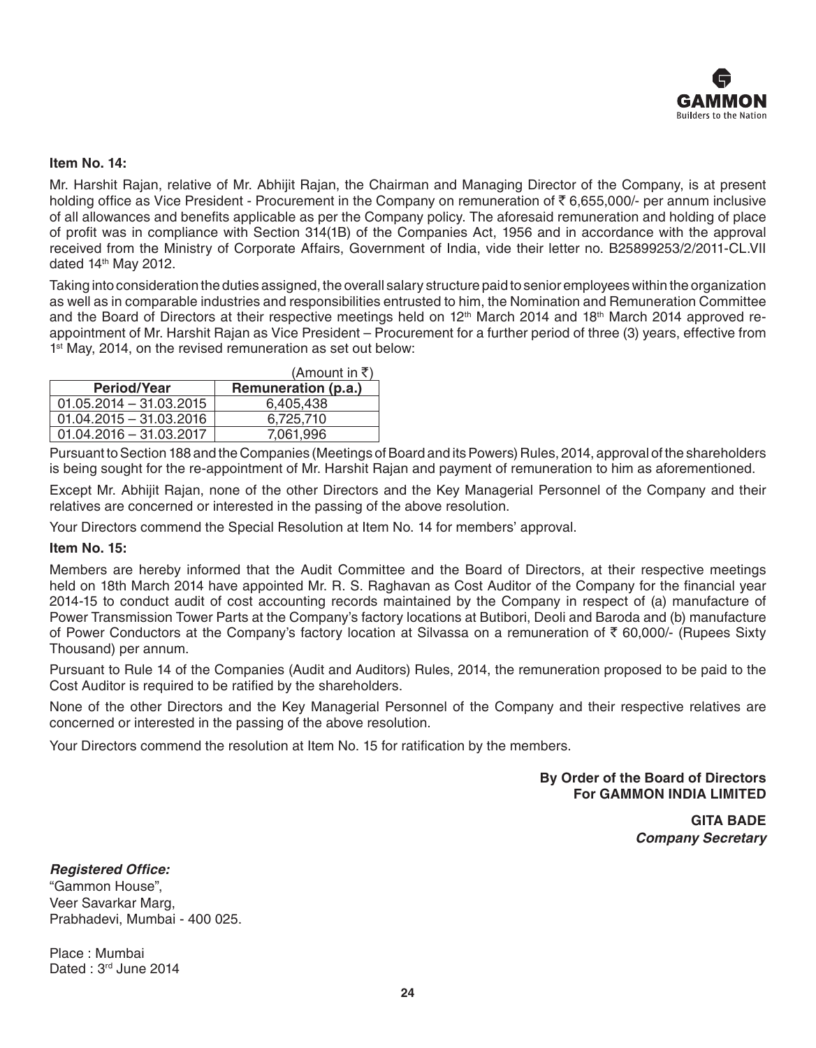**Item No. 14:**

Mr. Harshit Rajan, relative of Mr. Abhijit Rajan, the Chairman and Managing Director of the Company, is at present holding office as Vice President - Procurement in the Company on remuneration of ₹ 6,655,000/- per annum inclusive of all allowances and benefits applicable as per the Company policy. The aforesaid remuneration and holding of place of profit was in compliance with Section 314(1B) of the Companies Act, 1956 and in accordance with the approval received from the Ministry of Corporate Affairs, Government of India, vide their letter no. B25899253/2/2011-CL.VII dated 14th May 2012.

Taking into consideration the duties assigned, the overall salary structure paid to senior employees within the organization as well as in comparable industries and responsibilities entrusted to him, the Nomination and Remuneration Committee and the Board of Directors at their respective meetings held on 12th March 2014 and 18th March 2014 approved re-appointment of Mr. Harshit Rajan as Vice President – Procurement for a further period of three (3) years, effective from 1st May, 2014, on the revised remuneration as set out below:

(Amount in ₹)

| Period/Year | Remuneration (p.a.) |
|---|---|
| 01.05.2014 – 31.03.2015 | 6,405,438 |
| 01.04.2015 – 31.03.2016 | 6,725,710 |
| 01.04.2016 – 31.03.2017 | 7,061,996 |

Pursuant to Section 188 and the Companies (Meetings of Board and its Powers) Rules, 2014, approval of the shareholders is being sought for the re-appointment of Mr. Harshit Rajan and payment of remuneration to him as aforementioned.

Except Mr. Abhijit Rajan, none of the other Directors and the Key Managerial Personnel of the Company and their relatives are concerned or interested in the passing of the above resolution.

Your Directors commend the Special Resolution at Item No. 14 for members' approval.

**Item No. 15:**

Members are hereby informed that the Audit Committee and the Board of Directors, at their respective meetings held on 18th March 2014 have appointed Mr. R. S. Raghavan as Cost Auditor of the Company for the financial year 2014-15 to conduct audit of cost accounting records maintained by the Company in respect of (a) manufacture of Power Transmission Tower Parts at the Company's factory locations at Butibori, Deoli and Baroda and (b) manufacture of Power Conductors at the Company's factory location at Silvassa on a remuneration of ₹ 60,000/- (Rupees Sixty Thousand) per annum.

Pursuant to Rule 14 of the Companies (Audit and Auditors) Rules, 2014, the remuneration proposed to be paid to the Cost Auditor is required to be ratified by the shareholders.

None of the other Directors and the Key Managerial Personnel of the Company and their respective relatives are concerned or interested in the passing of the above resolution.

Your Directors commend the resolution at Item No. 15 for ratification by the members.

**By Order of the Board of Directors**
**For GAMMON INDIA LIMITED**

**GITA BADE**
***Company Secretary***

***Registered Office:***
"Gammon House",
Veer Savarkar Marg,
Prabhadevi, Mumbai - 400 025.

Place : Mumbai
Dated : 3rd June 2014